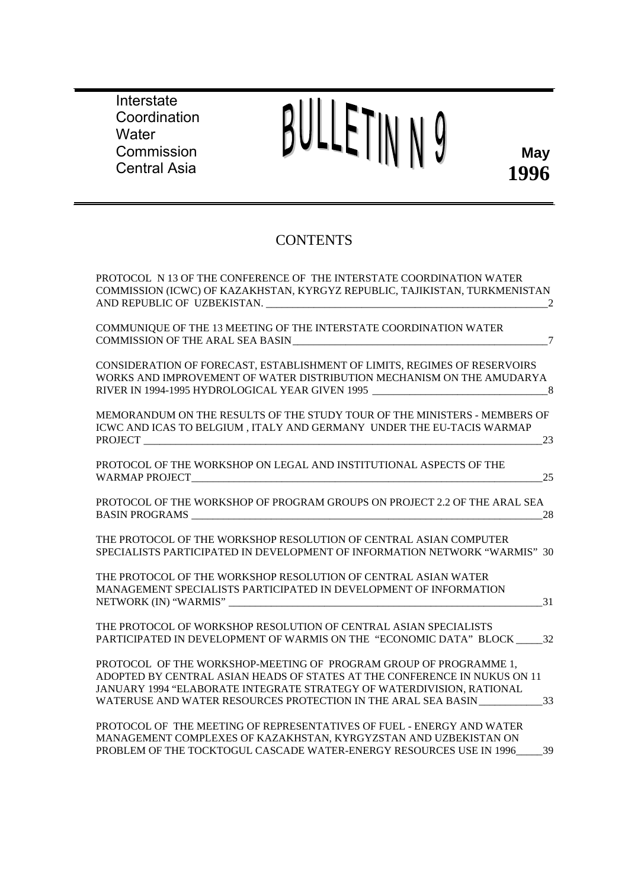Interstate Coordination Water Commission Central Asia

# BULLETIN N 9

**May 1996**

## CONTENTS

PROTOCOL N 13 OF THE CONFERENCE OF THE INTERSTATE COORDINATION WATER COMMISSION (ICWC) OF KAZAKHSTAN, KYRGYZ REPUBLIC, TAJIKISTAN, TURKMENISTAN AND REPUBLIC OF UZBEKISTAN. — 2

COMMUNIQUE OF THE 13 MEETING OF THE INTERSTATE COORDINATION WATER COMMISSION OF THE ARAL SEA BASIN — 7

CONSIDERATION OF FORECAST, ESTABLISHMENT OF LIMITS, REGIMES OF RESERVOIRS WORKS AND IMPROVEMENT OF WATER DISTRIBUTION MECHANISM ON THE AMUDARYA RIVER IN 1994-1995 HYDROLOGICAL YEAR GIVEN 1995 — 8

MEMORANDUM ON THE RESULTS OF THE STUDY TOUR OF THE MINISTERS - MEMBERS OF ICWC AND ICAS TO BELGIUM , ITALY AND GERMANY UNDER THE EU-TACIS WARMAP PROJECT — 23

PROTOCOL OF THE WORKSHOP ON LEGAL AND INSTITUTIONAL ASPECTS OF THE WARMAP PROJECT — 25

PROTOCOL OF THE WORKSHOP OF PROGRAM GROUPS ON PROJECT 2.2 OF THE ARAL SEA BASIN PROGRAMS — 28

THE PROTOCOL OF THE WORKSHOP RESOLUTION OF CENTRAL ASIAN COMPUTER SPECIALISTS PARTICIPATED IN DEVELOPMENT OF INFORMATION NETWORK "WARMIS" — 30

THE PROTOCOL OF THE WORKSHOP RESOLUTION OF CENTRAL ASIAN WATER MANAGEMENT SPECIALISTS PARTICIPATED IN DEVELOPMENT OF INFORMATION NETWORK (IN) "WARMIS" — 31

THE PROTOCOL OF WORKSHOP RESOLUTION OF CENTRAL ASIAN SPECIALISTS PARTICIPATED IN DEVELOPMENT OF WARMIS ON THE "ECONOMIC DATA" BLOCK — 32

PROTOCOL OF THE WORKSHOP-MEETING OF PROGRAM GROUP OF PROGRAMME 1, ADOPTED BY CENTRAL ASIAN HEADS OF STATES AT THE CONFERENCE IN NUKUS ON 11 JANUARY 1994 "ELABORATE INTEGRATE STRATEGY OF WATERDIVISION, RATIONAL WATERUSE AND WATER RESOURCES PROTECTION IN THE ARAL SEA BASIN — 33

PROTOCOL OF THE MEETING OF REPRESENTATIVES OF FUEL - ENERGY AND WATER MANAGEMENT COMPLEXES OF KAZAKHSTAN, KYRGYZSTAN AND UZBEKISTAN ON PROBLEM OF THE TOCKTOGUL CASCADE WATER-ENERGY RESOURCES USE IN 1996 — 39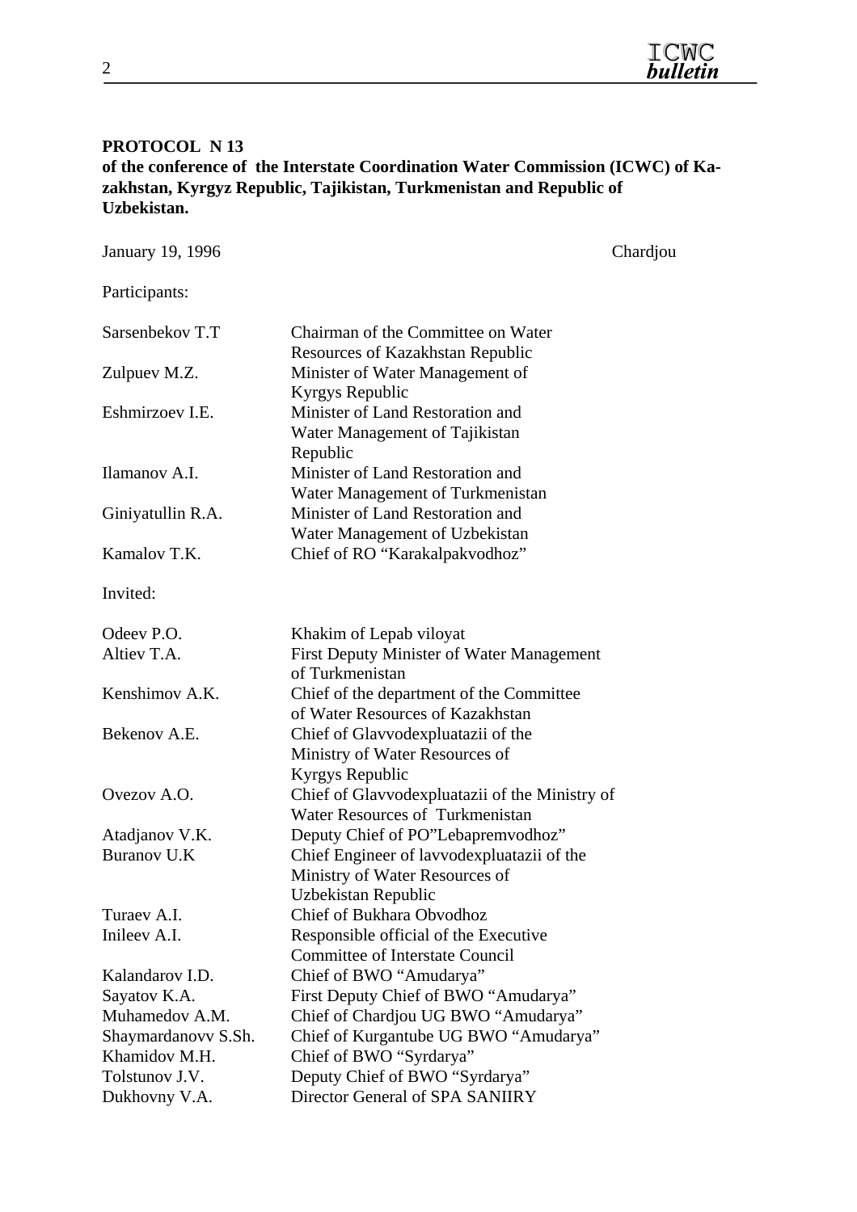**PROTOCOL N 13**

**of the conference of the Interstate Coordination Water Commission (ICWC) of Kazakhstan, Kyrgyz Republic, Tajikistan, Turkmenistan and Republic of Uzbekistan.**

January 19, 1996 Chardjou

Participants:

| | |
|---|---|
| Sarsenbekov T.T | Chairman of the Committee on Water Resources of Kazakhstan Republic |
| Zulpuev M.Z. | Minister of Water Management of Kyrgys Republic |
| Eshmirzoev I.E. | Minister of Land Restoration and Water Management of Tajikistan Republic |
| Ilamanov A.I. | Minister of Land Restoration and Water Management of Turkmenistan |
| Giniyatullin R.A. | Minister of Land Restoration and Water Management of Uzbekistan |
| Kamalov T.K. | Chief of RO "Karakalpakvodhoz" |

Invited:

| | |
|---|---|
| Odeev P.O. | Khakim of Lepab viloyat |
| Altiev T.A. | First Deputy Minister of Water Management of Turkmenistan |
| Kenshimov A.K. | Chief of the department of the Committee of Water Resources of Kazakhstan |
| Bekenov A.E. | Chief of Glavvodexpluatazii of the Ministry of Water Resources of Kyrgys Republic |
| Ovezov A.O. | Chief of Glavvodexpluatazii of the Ministry of Water Resources of Turkmenistan |
| Atadjanov V.K. | Deputy Chief of PO"Lebapremvodhoz" |
| Buranov U.K | Chief Engineer of lavvodexpluatazii of the Ministry of Water Resources of Uzbekistan Republic |
| Turaev A.I. | Chief of Bukhara Obvodhoz |
| Inileev A.I. | Responsible official of the Executive Committee of Interstate Council |
| Kalandarov I.D. | Chief of BWO "Amudarya" |
| Sayatov K.A. | First Deputy Chief of BWO "Amudarya" |
| Muhamedov A.M. | Chief of Chardjou UG BWO "Amudarya" |
| Shaymardanovv S.Sh. | Chief of Kurgantube UG BWO "Amudarya" |
| Khamidov M.H. | Chief of BWO "Syrdarya" |
| Tolstunov J.V. | Deputy Chief of BWO "Syrdarya" |
| Dukhovny V.A. | Director General of SPA SANIIRY |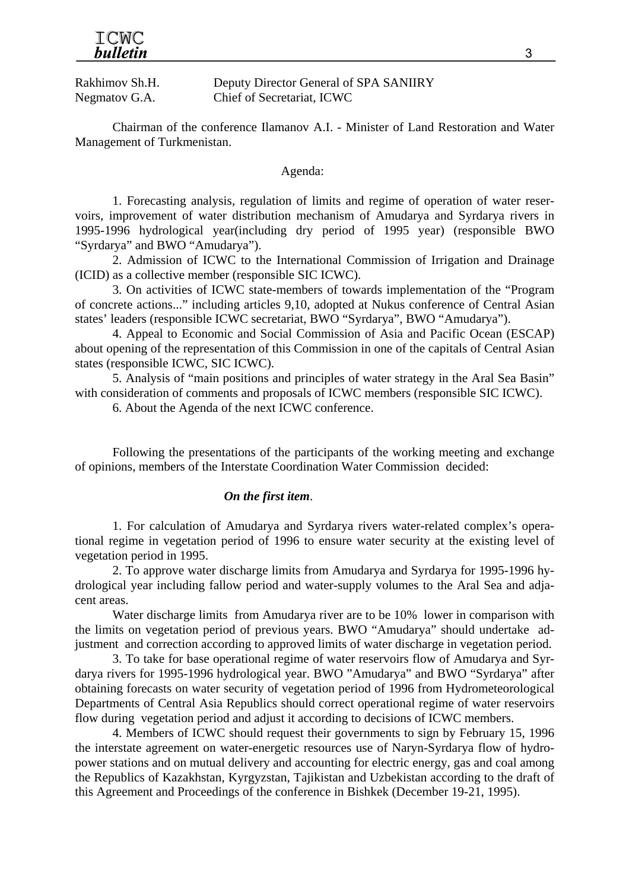| | |
|---|---|
| Rakhimov Sh.H. | Deputy Director General of SPA SANIIRY |
| Negmatov G.A. | Chief of Secretariat, ICWC |

Chairman of the conference Ilamanov A.I. - Minister of Land Restoration and Water Management of Turkmenistan.

Agenda:

1. Forecasting analysis, regulation of limits and regime of operation of water reservoirs, improvement of water distribution mechanism of Amudarya and Syrdarya rivers in 1995-1996 hydrological year(including dry period of 1995 year) (responsible BWO "Syrdarya" and BWO "Amudarya").

2. Admission of ICWC to the International Commission of Irrigation and Drainage (ICID) as a collective member (responsible SIC ICWC).

3. On activities of ICWC state-members of towards implementation of the "Program of concrete actions..." including articles 9,10, adopted at Nukus conference of Central Asian states' leaders (responsible ICWC secretariat, BWO "Syrdarya", BWO "Amudarya").

4. Appeal to Economic and Social Commission of Asia and Pacific Ocean (ESCAP) about opening of the representation of this Commission in one of the capitals of Central Asian states (responsible ICWC, SIC ICWC).

5. Analysis of "main positions and principles of water strategy in the Aral Sea Basin" with consideration of comments and proposals of ICWC members (responsible SIC ICWC).

6. About the Agenda of the next ICWC conference.

Following the presentations of the participants of the working meeting and exchange of opinions, members of the Interstate Coordination Water Commission decided:

***On the first item*.**

1. For calculation of Amudarya and Syrdarya rivers water-related complex's operational regime in vegetation period of 1996 to ensure water security at the existing level of vegetation period in 1995.

2. To approve water discharge limits from Amudarya and Syrdarya for 1995-1996 hydrological year including fallow period and water-supply volumes to the Aral Sea and adjacent areas.

Water discharge limits from Amudarya river are to be 10% lower in comparison with the limits on vegetation period of previous years. BWO "Amudarya" should undertake adjustment and correction according to approved limits of water discharge in vegetation period.

3. To take for base operational regime of water reservoirs flow of Amudarya and Syrdarya rivers for 1995-1996 hydrological year. BWO "Amudarya" and BWO "Syrdarya" after obtaining forecasts on water security of vegetation period of 1996 from Hydrometeorological Departments of Central Asia Republics should correct operational regime of water reservoirs flow during vegetation period and adjust it according to decisions of ICWC members.

4. Members of ICWC should request their governments to sign by February 15, 1996 the interstate agreement on water-energetic resources use of Naryn-Syrdarya flow of hydropower stations and on mutual delivery and accounting for electric energy, gas and coal among the Republics of Kazakhstan, Kyrgyzstan, Tajikistan and Uzbekistan according to the draft of this Agreement and Proceedings of the conference in Bishkek (December 19-21, 1995).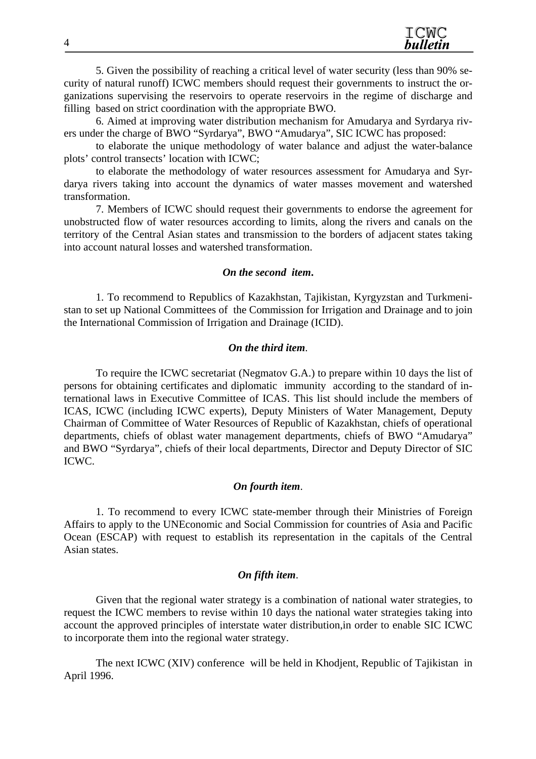5. Given the possibility of reaching a critical level of water security (less than 90% security of natural runoff) ICWC members should request their governments to instruct the organizations supervising the reservoirs to operate reservoirs in the regime of discharge and filling based on strict coordination with the appropriate BWO.

6. Aimed at improving water distribution mechanism for Amudarya and Syrdarya rivers under the charge of BWO "Syrdarya", BWO "Amudarya", SIC ICWC has proposed:

to elaborate the unique methodology of water balance and adjust the water-balance plots' control transects' location with ICWC;

to elaborate the methodology of water resources assessment for Amudarya and Syrdarya rivers taking into account the dynamics of water masses movement and watershed transformation.

7. Members of ICWC should request their governments to endorse the agreement for unobstructed flow of water resources according to limits, along the rivers and canals on the territory of the Central Asian states and transmission to the borders of adjacent states taking into account natural losses and watershed transformation.

**_On the second item._**

1. To recommend to Republics of Kazakhstan, Tajikistan, Kyrgyzstan and Turkmenistan to set up National Committees of the Commission for Irrigation and Drainage and to join the International Commission of Irrigation and Drainage (ICID).

**_On the third item_**.

To require the ICWC secretariat (Negmatov G.A.) to prepare within 10 days the list of persons for obtaining certificates and diplomatic immunity according to the standard of international laws in Executive Committee of ICAS. This list should include the members of ICAS, ICWC (including ICWC experts), Deputy Ministers of Water Management, Deputy Chairman of Committee of Water Resources of Republic of Kazakhstan, chiefs of operational departments, chiefs of oblast water management departments, chiefs of BWO "Amudarya" and BWO "Syrdarya", chiefs of their local departments, Director and Deputy Director of SIC ICWC.

**_On fourth item_**.

1. To recommend to every ICWC state-member through their Ministries of Foreign Affairs to apply to the UNEconomic and Social Commission for countries of Asia and Pacific Ocean (ESCAP) with request to establish its representation in the capitals of the Central Asian states.

**_On fifth item_**.

Given that the regional water strategy is a combination of national water strategies, to request the ICWC members to revise within 10 days the national water strategies taking into account the approved principles of interstate water distribution,in order to enable SIC ICWC to incorporate them into the regional water strategy.

The next ICWC (XIV) conference will be held in Khodjent, Republic of Tajikistan in April 1996.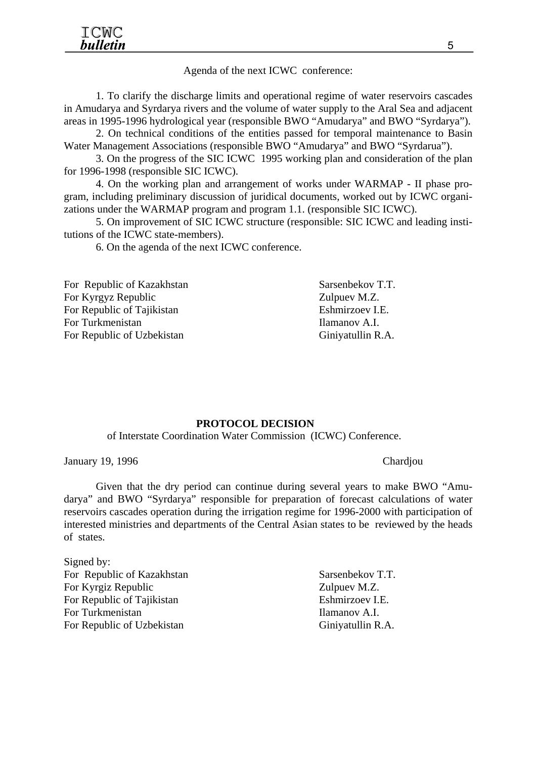Agenda of the next ICWC conference:

1. To clarify the discharge limits and operational regime of water reservoirs cascades in Amudarya and Syrdarya rivers and the volume of water supply to the Aral Sea and adjacent areas in 1995-1996 hydrological year (responsible BWO "Amudarya" and BWO "Syrdarya").

2. On technical conditions of the entities passed for temporal maintenance to Basin Water Management Associations (responsible BWO "Amudarya" and BWO "Syrdarua").

3. On the progress of the SIC ICWC 1995 working plan and consideration of the plan for 1996-1998 (responsible SIC ICWC).

4. On the working plan and arrangement of works under WARMAP - II phase program, including preliminary discussion of juridical documents, worked out by ICWC organizations under the WARMAP program and program 1.1. (responsible SIC ICWC).

5. On improvement of SIC ICWC structure (responsible: SIC ICWC and leading institutions of the ICWC state-members).

6. On the agenda of the next ICWC conference.

| | |
|---|---|
| For Republic of Kazakhstan | Sarsenbekov T.T. |
| For Kyrgyz Republic | Zulpuev M.Z. |
| For Republic of Tajikistan | Eshmirzoev I.E. |
| For Turkmenistan | Ilamanov A.I. |
| For Republic of Uzbekistan | Giniyatullin R.A. |

**PROTOCOL DECISION**

of Interstate Coordination Water Commission (ICWC) Conference.

January 19, 1996 Chardjou

Given that the dry period can continue during several years to make BWO "Amudarya" and BWO "Syrdarya" responsible for preparation of forecast calculations of water reservoirs cascades operation during the irrigation regime for 1996-2000 with participation of interested ministries and departments of the Central Asian states to be reviewed by the heads of states.

Signed by:

| | |
|---|---|
| For Republic of Kazakhstan | Sarsenbekov T.T. |
| For Kyrgiz Republic | Zulpuev M.Z. |
| For Republic of Tajikistan | Eshmirzoev I.E. |
| For Turkmenistan | Ilamanov A.I. |
| For Republic of Uzbekistan | Giniyatullin R.A. |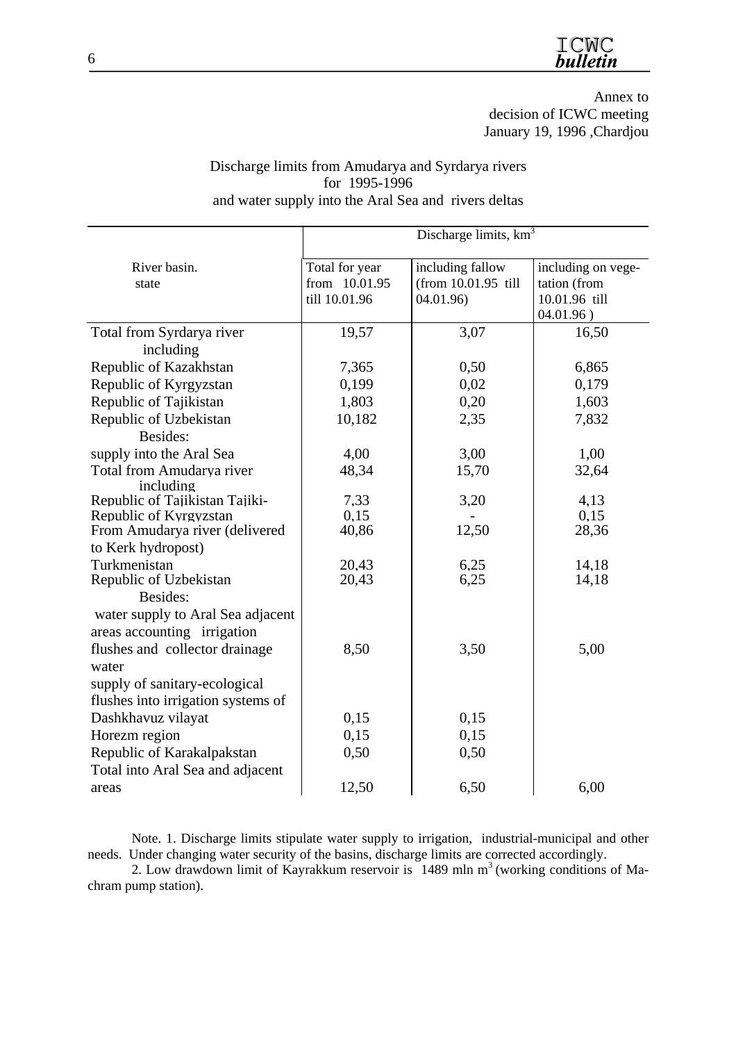Annex to
decision of ICWC meeting
January 19, 1996 ,Chardjou

Discharge limits from Amudarya and Syrdarya rivers
for 1995-1996
and water supply into the Aral Sea and rivers deltas

| River basin. state | Discharge limits, $km^3$ | | |
|---|---|---|---|
| | Total for year from 10.01.95 till 10.01.96 | including fallow (from 10.01.95 till 04.01.96) | including on vegetation (from 10.01.96 till 04.01.96 ) |
| Total from Syrdarya river including | 19,57 | 3,07 | 16,50 |
| Republic of Kazakhstan | 7,365 | 0,50 | 6,865 |
| Republic of Kyrgyzstan | 0,199 | 0,02 | 0,179 |
| Republic of Tajikistan | 1,803 | 0,20 | 1,603 |
| Republic of Uzbekistan | 10,182 | 2,35 | 7,832 |
| Besides: | | | |
| supply into the Aral Sea | 4,00 | 3,00 | 1,00 |
| Total from Amudarya river including | 48,34 | 15,70 | 32,64 |
| Republic of Tajikistan Tajiki- | 7,33 | 3,20 | 4,13 |
| Republic of Kyrgyzstan | 0,15 | - | 0,15 |
| From Amudarya river (delivered to Kerk hydropost) | 40,86 | 12,50 | 28,36 |
| Turkmenistan | 20,43 | 6,25 | 14,18 |
| Republic of Uzbekistan | 20,43 | 6,25 | 14,18 |
| Besides: | | | |
| water supply to Aral Sea adjacent areas accounting irrigation flushes and collector drainage water | 8,50 | 3,50 | 5,00 |
| supply of sanitary-ecological flushes into irrigation systems of | | | |
| Dashkhavuz vilayat | 0,15 | 0,15 | |
| Horezm region | 0,15 | 0,15 | |
| Republic of Karakalpakstan | 0,50 | 0,50 | |
| Total into Aral Sea and adjacent areas | 12,50 | 6,50 | 6,00 |

Note. 1. Discharge limits stipulate water supply to irrigation, industrial-municipal and other needs. Under changing water security of the basins, discharge limits are corrected accordingly.

2. Low drawdown limit of Kayrakkum reservoir is 1489 mln $m^3$ (working conditions of Machram pump station).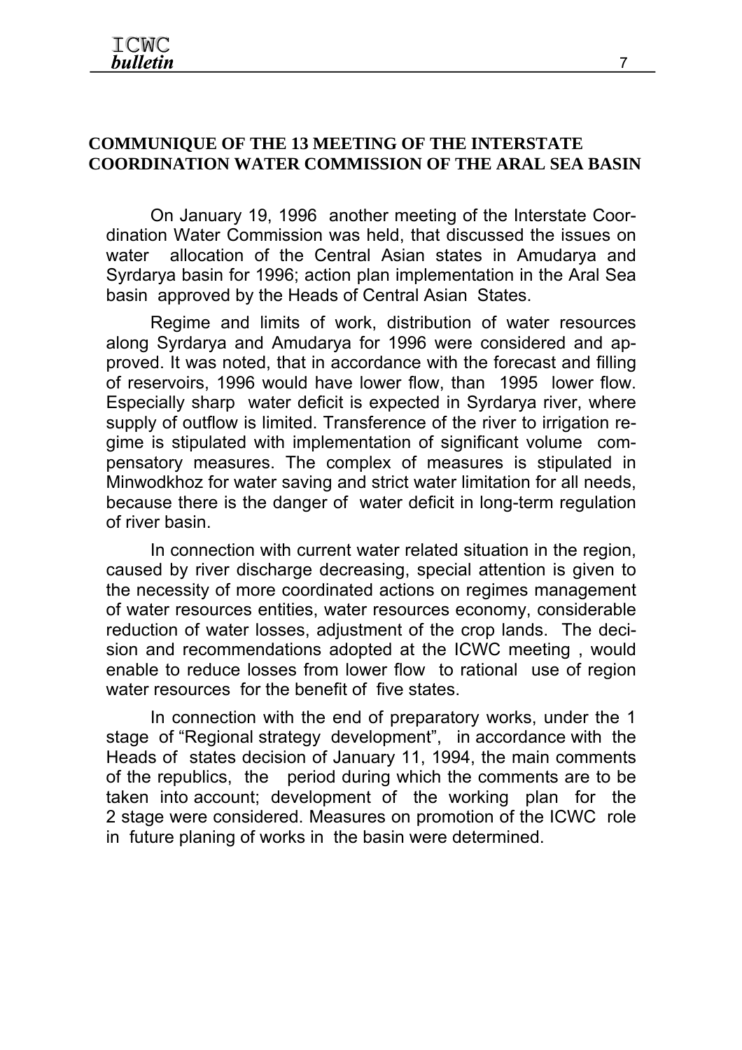## COMMUNIQUE OF THE 13 MEETING OF THE INTERSTATE COORDINATION WATER COMMISSION OF THE ARAL SEA BASIN

On January 19, 1996 another meeting of the Interstate Coordination Water Commission was held, that discussed the issues on water allocation of the Central Asian states in Amudarya and Syrdarya basin for 1996; action plan implementation in the Aral Sea basin approved by the Heads of Central Asian States.

Regime and limits of work, distribution of water resources along Syrdarya and Amudarya for 1996 were considered and approved. It was noted, that in accordance with the forecast and filling of reservoirs, 1996 would have lower flow, than 1995 lower flow. Especially sharp water deficit is expected in Syrdarya river, where supply of outflow is limited. Transference of the river to irrigation regime is stipulated with implementation of significant volume compensatory measures. The complex of measures is stipulated in Minwodkhoz for water saving and strict water limitation for all needs, because there is the danger of water deficit in long-term regulation of river basin.

In connection with current water related situation in the region, caused by river discharge decreasing, special attention is given to the necessity of more coordinated actions on regimes management of water resources entities, water resources economy, considerable reduction of water losses, adjustment of the crop lands. The decision and recommendations adopted at the ICWC meeting , would enable to reduce losses from lower flow to rational use of region water resources for the benefit of five states.

In connection with the end of preparatory works, under the 1 stage of "Regional strategy development", in accordance with the Heads of states decision of January 11, 1994, the main comments of the republics, the period during which the comments are to be taken into account; development of the working plan for the 2 stage were considered. Measures on promotion of the ICWC role in future planing of works in the basin were determined.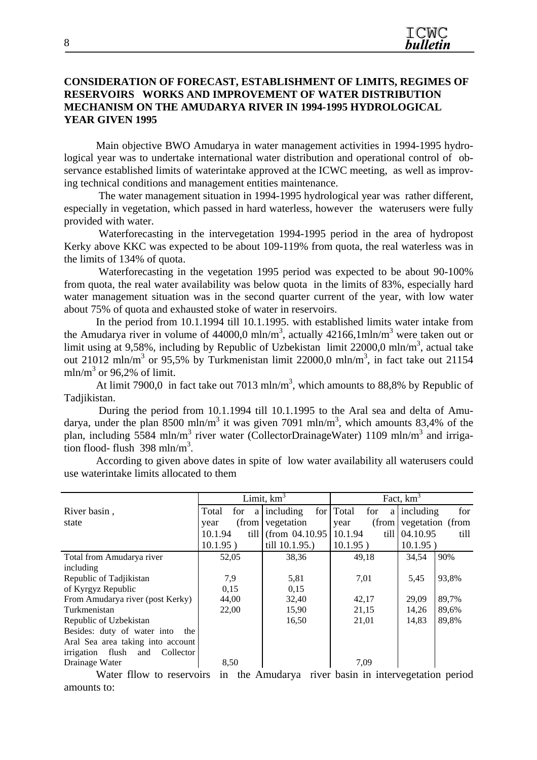## CONSIDERATION OF FORECAST, ESTABLISHMENT OF LIMITS, REGIMES OF RESERVOIRS WORKS AND IMPROVEMENT OF WATER DISTRIBUTION MECHANISM ON THE AMUDARYA RIVER IN 1994-1995 HYDROLOGICAL YEAR GIVEN 1995

Main objective BWO Amudarya in water management activities in 1994-1995 hydrological year was to undertake international water distribution and operational control of observance established limits of waterintake approved at the ICWC meeting, as well as improving technical conditions and management entities maintenance.

The water management situation in 1994-1995 hydrological year was rather different, especially in vegetation, which passed in hard waterless, however the waterusers were fully provided with water.

Waterforecasting in the intervegetation 1994-1995 period in the area of hydropost Kerky above KKC was expected to be about 109-119% from quota, the real waterless was in the limits of 134% of quota.

Waterforecasting in the vegetation 1995 period was expected to be about 90-100% from quota, the real water availability was below quota in the limits of 83%, especially hard water management situation was in the second quarter current of the year, with low water about 75% of quota and exhausted stoke of water in reservoirs.

In the period from 10.1.1994 till 10.1.1995. with established limits water intake from the Amudarya river in volume of 44000,0 mln/m$^3$, actually 42166,1mln/m$^3$ were taken out or limit using at 9,58%, including by Republic of Uzbekistan limit 22000,0 mln/m$^3$, actual take out 21012 mln/m$^3$ or 95,5% by Turkmenistan limit 22000,0 mln/m$^3$, in fact take out 21154 mln/m$^3$ or 96,2% of limit.

At limit 7900,0 in fact take out 7013 mln/m$^3$, which amounts to 88,8% by Republic of Tadjikistan.

During the period from 10.1.1994 till 10.1.1995 to the Aral sea and delta of Amudarya, under the plan 8500 mln/m$^3$ it was given 7091 mln/m$^3$, which amounts 83,4% of the plan, including 5584 mln/m$^3$ river water (CollectorDrainageWater) 1109 mln/m$^3$ and irrigation flood- flush 398 mln/m$^3$.

According to given above dates in spite of low water availability all waterusers could use waterintake limits allocated to them

| River basin, state | Limit, km$^3$ | | Fact, km$^3$ | | |
|---|---|---|---|---|---|
| | Total for a year (from 10.1.94 till 10.1.95 ) | including for vegetation (from 04.10.95 till 10.1.95.) | Total for a year (from 10.1.94 till 10.1.95 ) | including for vegetation (from 04.10.95 till 10.1.95 ) | |
| Total from Amudarya river including | 52,05 | 38,36 | 49,18 | 34,54 | 90% |
| Republic of Tadjikistan | 7,9 | 5,81 | 7,01 | 5,45 | 93,8% |
| of Kyrgyz Republic | 0,15 | 0,15 | | | |
| From Amudarya river (post Kerky) | 44,00 | 32,40 | 42,17 | 29,09 | 89,7% |
| Turkmenistan | 22,00 | 15,90 | 21,15 | 14,26 | 89,6% |
| Republic of Uzbekistan | | 16,50 | 21,01 | 14,83 | 89,8% |
| Besides: duty of water into the Aral Sea area taking into account irrigation flush and Collector Drainage Water | 8,50 | | 7,09 | | |

Water fllow to reservoirs in the Amudarya river basin in intervegetation period amounts to: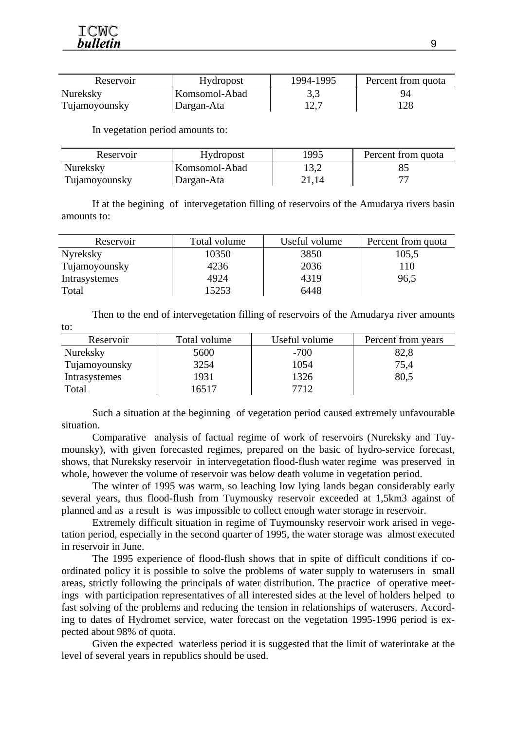| Reservoir | Hydropost | 1994-1995 | Percent from quota |
|---|---|---|---|
| Nureksky | Komsomol-Abad | 3,3 | 94 |
| Tujamoyounsky | Dargan-Ata | 12,7 | 128 |

In vegetation period amounts to:

| Reservoir | Hydropost | 1995 | Percent from quota |
|---|---|---|---|
| Nureksky | Komsomol-Abad | 13,2 | 85 |
| Tujamoyounsky | Dargan-Ata | 21,14 | 77 |

If at the begining of intervegetation filling of reservoirs of the Amudarya rivers basin amounts to:

| Reservoir | Total volume | Useful volume | Percent from quota |
|---|---|---|---|
| Nyreksky | 10350 | 3850 | 105,5 |
| Tujamoyounsky | 4236 | 2036 | 110 |
| Intrasystemes | 4924 | 4319 | 96,5 |
| Total | 15253 | 6448 | |

Then to the end of intervegetation filling of reservoirs of the Amudarya river amounts to:

| Reservoir | Total volume | Useful volume | Percent from years |
|---|---|---|---|
| Nureksky | 5600 | -700 | 82,8 |
| Tujamoyounsky | 3254 | 1054 | 75,4 |
| Intrasystemes | 1931 | 1326 | 80,5 |
| Total | 16517 | 7712 | |

Such a situation at the beginning of vegetation period caused extremely unfavourable situation.

Comparative analysis of factual regime of work of reservoirs (Nureksky and Tuymounsky), with given forecasted regimes, prepared on the basic of hydro-service forecast, shows, that Nureksky reservoir in intervegetation flood-flush water regime was preserved in whole, however the volume of reservoir was below death volume in vegetation period.

The winter of 1995 was warm, so leaching low lying lands began considerably early several years, thus flood-flush from Tuymousky reservoir exceeded at 1,5km3 against of planned and as a result is was impossible to collect enough water storage in reservoir.

Extremely difficult situation in regime of Tuymounsky reservoir work arised in vegetation period, especially in the second quarter of 1995, the water storage was almost executed in reservoir in June.

The 1995 experience of flood-flush shows that in spite of difficult conditions if coordinated policy it is possible to solve the problems of water supply to waterusers in small areas, strictly following the principals of water distribution. The practice of operative meetings with participation representatives of all interested sides at the level of holders helped to fast solving of the problems and reducing the tension in relationships of waterusers. According to dates of Hydromet service, water forecast on the vegetation 1995-1996 period is expected about 98% of quota.

Given the expected waterless period it is suggested that the limit of waterintake at the level of several years in republics should be used.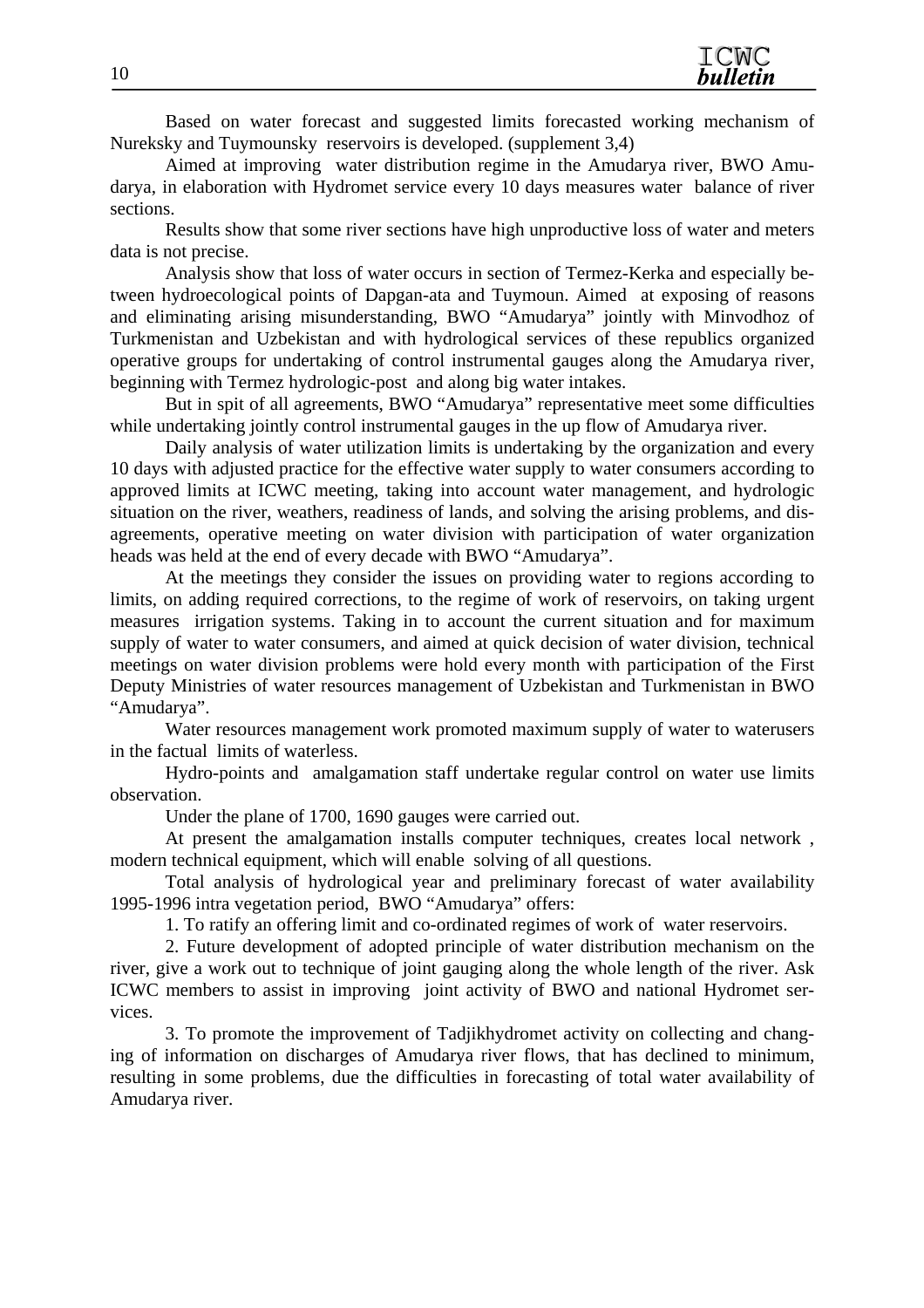Based on water forecast and suggested limits forecasted working mechanism of Nureksky and Tuymounsky reservoirs is developed. (supplement 3,4)

Aimed at improving water distribution regime in the Amudarya river, BWO Amudarya, in elaboration with Hydromet service every 10 days measures water balance of river sections.

Results show that some river sections have high unproductive loss of water and meters data is not precise.

Analysis show that loss of water occurs in section of Termez-Kerka and especially between hydroecological points of Dapgan-ata and Tuymoun. Aimed at exposing of reasons and eliminating arising misunderstanding, BWO "Amudarya" jointly with Minvodhoz of Turkmenistan and Uzbekistan and with hydrological services of these republics organized operative groups for undertaking of control instrumental gauges along the Amudarya river, beginning with Termez hydrologic-post and along big water intakes.

But in spit of all agreements, BWO "Amudarya" representative meet some difficulties while undertaking jointly control instrumental gauges in the up flow of Amudarya river.

Daily analysis of water utilization limits is undertaking by the organization and every 10 days with adjusted practice for the effective water supply to water consumers according to approved limits at ICWC meeting, taking into account water management, and hydrologic situation on the river, weathers, readiness of lands, and solving the arising problems, and disagreements, operative meeting on water division with participation of water organization heads was held at the end of every decade with BWO "Amudarya".

At the meetings they consider the issues on providing water to regions according to limits, on adding required corrections, to the regime of work of reservoirs, on taking urgent measures irrigation systems. Taking in to account the current situation and for maximum supply of water to water consumers, and aimed at quick decision of water division, technical meetings on water division problems were hold every month with participation of the First Deputy Ministries of water resources management of Uzbekistan and Turkmenistan in BWO "Amudarya".

Water resources management work promoted maximum supply of water to waterusers in the factual limits of waterless.

Hydro-points and amalgamation staff undertake regular control on water use limits observation.

Under the plane of 1700, 1690 gauges were carried out.

At present the amalgamation installs computer techniques, creates local network , modern technical equipment, which will enable solving of all questions.

Total analysis of hydrological year and preliminary forecast of water availability 1995-1996 intra vegetation period, BWO "Amudarya" offers:

1. To ratify an offering limit and co-ordinated regimes of work of water reservoirs.

2. Future development of adopted principle of water distribution mechanism on the river, give a work out to technique of joint gauging along the whole length of the river. Ask ICWC members to assist in improving joint activity of BWO and national Hydromet services.

3. To promote the improvement of Tadjikhydromet activity on collecting and changing of information on discharges of Amudarya river flows, that has declined to minimum, resulting in some problems, due the difficulties in forecasting of total water availability of Amudarya river.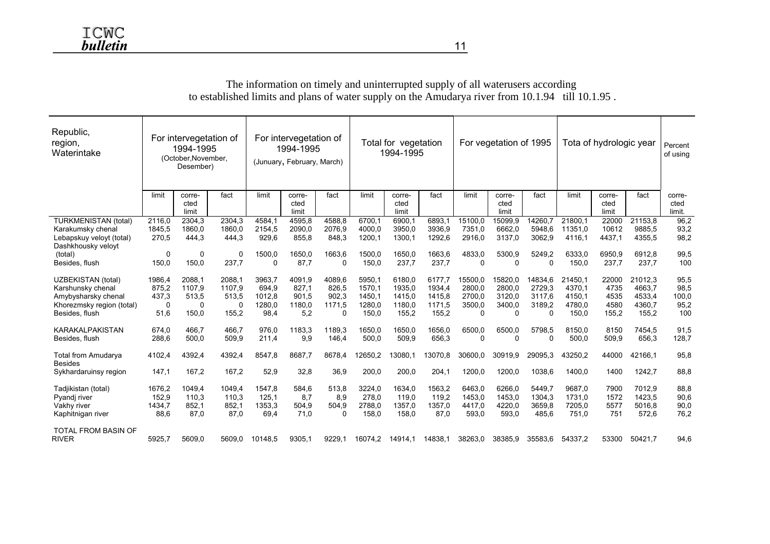The information on timely and uninterrupted supply of all waterusers according to established limits and plans of water supply on the Amudarya river from 10.1.94 till 10.1.95 .

| Republic, region, Waterintake | For intervegetation of 1994-1995 (October,November, Desember) | | | For intervegetation of 1994-1995 (Junuary, February, March) | | | Total for vegetation 1994-1995 | | | For vegetation of 1995 | | | Tota of hydrologic year | | | Percent of using |
|---|---|---|---|---|---|---|---|---|---|---|---|---|---|---|---|---|
| | limit | corre-cted limit | fact | limit | corre-cted limit | fact | limit | corre-cted limit | fact | limit | corre-cted limit | fact | limit | corre-cted limit | fact | corre-cted limit. |
| TURKMENISTAN (total) | 2116,0 | 2304,3 | 2304,3 | 4584,1 | 4595,8 | 4588,8 | 6700,1 | 6900,1 | 6893,1 | 15100,0 | 15099,9 | 14260,7 | 21800,1 | 22000 | 21153,8 | 96,2 |
| Karakumsky chenal | 1845,5 | 1860,0 | 1860,0 | 2154,5 | 2090,0 | 2076,9 | 4000,0 | 3950,0 | 3936,9 | 7351,0 | 6662,0 | 5948,6 | 11351,0 | 10612 | 9885,5 | 93,2 |
| Lebapskuy veloyt (total) | 270,5 | 444,3 | 444,3 | 929,6 | 855,8 | 848,3 | 1200,1 | 1300,1 | 1292,6 | 2916,0 | 3137,0 | 3062,9 | 4116,1 | 4437,1 | 4355,5 | 98,2 |
| Dashkhousky veloyt (total) | 0 | 0 | 0 | 1500,0 | 1650,0 | 1663,6 | 1500,0 | 1650,0 | 1663,6 | 4833,0 | 5300,9 | 5249,2 | 6333,0 | 6950,9 | 6912,8 | 99,5 |
| Besides, flush | 150,0 | 150,0 | 237,7 | 0 | 87,7 | 0 | 150,0 | 237,7 | 237,7 | 0 | 0 | 0 | 150,0 | 237,7 | 237,7 | 100 |
| UZBEKISTAN (total) | 1986,4 | 2088,1 | 2088,1 | 3963,7 | 4091,9 | 4089,6 | 5950,1 | 6180,0 | 6177,7 | 15500,0 | 15820,0 | 14834,6 | 21450,1 | 22000 | 21012,3 | 95,5 |
| Karshunsky chenal | 875,2 | 1107,9 | 1107,9 | 694,9 | 827,1 | 826,5 | 1570,1 | 1935,0 | 1934,4 | 2800,0 | 2800,0 | 2729,3 | 4370,1 | 4735 | 4663,7 | 98,5 |
| Amybysharsky chenal | 437,3 | 513,5 | 513,5 | 1012,8 | 901,5 | 902,3 | 1450,1 | 1415,0 | 1415,8 | 2700,0 | 3120,0 | 3117,6 | 4150,1 | 4535 | 4533,4 | 100,0 |
| Khorezmsky region (total) | 0 | 0 | 0 | 1280,0 | 1180,0 | 1171,5 | 1280,0 | 1180,0 | 1171,5 | 3500,0 | 3400,0 | 3189,2 | 4780,0 | 4580 | 4360,7 | 95,2 |
| Besides, flush | 51,6 | 150,0 | 155,2 | 98,4 | 5,2 | 0 | 150,0 | 155,2 | 155,2 | 0 | 0 | 0 | 150,0 | 155,2 | 155,2 | 100 |
| KARAKALPAKISTAN | 674,0 | 466,7 | 466,7 | 976,0 | 1183,3 | 1189,3 | 1650,0 | 1650,0 | 1656,0 | 6500,0 | 6500,0 | 5798,5 | 8150,0 | 8150 | 7454,5 | 91,5 |
| Besides, flush | 288,6 | 500,0 | 509,9 | 211,4 | 9,9 | 146,4 | 500,0 | 509,9 | 656,3 | 0 | 0 | 0 | 500,0 | 509,9 | 656,3 | 128,7 |
| Total from Amudarya | 4102,4 | 4392,4 | 4392,4 | 8547,8 | 8687,7 | 8678,4 | 12650,2 | 13080,1 | 13070,8 | 30600,0 | 30919,9 | 29095,3 | 43250,2 | 44000 | 42166,1 | 95,8 |
| Besides Sykhardaruinsy region | 147,1 | 167,2 | 167,2 | 52,9 | 32,8 | 36,9 | 200,0 | 200,0 | 204,1 | 1200,0 | 1200,0 | 1038,6 | 1400,0 | 1400 | 1242,7 | 88,8 |
| Tadjikistan (total) | 1676,2 | 1049,4 | 1049,4 | 1547,8 | 584,6 | 513,8 | 3224,0 | 1634,0 | 1563,2 | 6463,0 | 6266,0 | 5449,7 | 9687,0 | 7900 | 7012,9 | 88,8 |
| Pyandj river | 152,9 | 110,3 | 110,3 | 125,1 | 8,7 | 8,9 | 278,0 | 119,0 | 119,2 | 1453,0 | 1453,0 | 1304,3 | 1731,0 | 1572 | 1423,5 | 90,6 |
| Vakhy river | 1434,7 | 852,1 | 852,1 | 1353,3 | 504,9 | 504,9 | 2788,0 | 1357,0 | 1357,0 | 4417,0 | 4220,0 | 3659,8 | 7205,0 | 5577 | 5016,8 | 90,0 |
| Kaphitnigan river | 88,6 | 87,0 | 87,0 | 69,4 | 71,0 | 0 | 158,0 | 158,0 | 87,0 | 593,0 | 593,0 | 485,6 | 751,0 | 751 | 572,6 | 76,2 |
| TOTAL FROM BASIN OF RIVER | 5925,7 | 5609,0 | 5609,0 | 10148,5 | 9305,1 | 9229,1 | 16074,2 | 14914,1 | 14838,1 | 38263,0 | 38385,9 | 35583,6 | 54337,2 | 53300 | 50421,7 | 94,6 |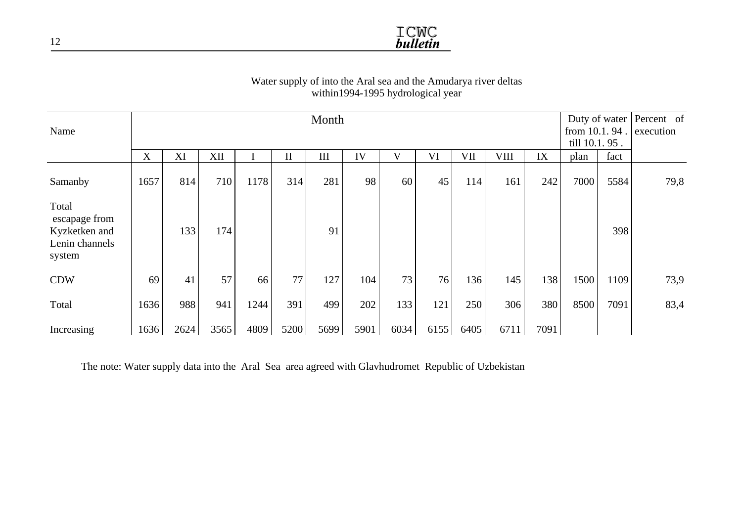Water supply of into the Aral sea and the Amudarya river deltas within1994-1995 hydrological year

| Name | Month | | | | | | | | | | | | Duty of water from 10.1. 94 . till 10.1. 95 . | | Percent of execution |
|---|---|---|---|---|---|---|---|---|---|---|---|---|---|---|---|
| | X | XI | XII | I | II | III | IV | V | VI | VII | VIII | IX | plan | fact | |
| Samanby | 1657 | 814 | 710 | 1178 | 314 | 281 | 98 | 60 | 45 | 114 | 161 | 242 | 7000 | 5584 | 79,8 |
| Total escapage from Kyzketken and Lenin channels system | | 133 | 174 | | | 91 | | | | | | | | 398 | |
| CDW | 69 | 41 | 57 | 66 | 77 | 127 | 104 | 73 | 76 | 136 | 145 | 138 | 1500 | 1109 | 73,9 |
| Total | 1636 | 988 | 941 | 1244 | 391 | 499 | 202 | 133 | 121 | 250 | 306 | 380 | 8500 | 7091 | 83,4 |
| Increasing | 1636 | 2624 | 3565 | 4809 | 5200 | 5699 | 5901 | 6034 | 6155 | 6405 | 6711 | 7091 | | | |

The note: Water supply data into the Aral Sea area agreed with Glavhudromet Republic of Uzbekistan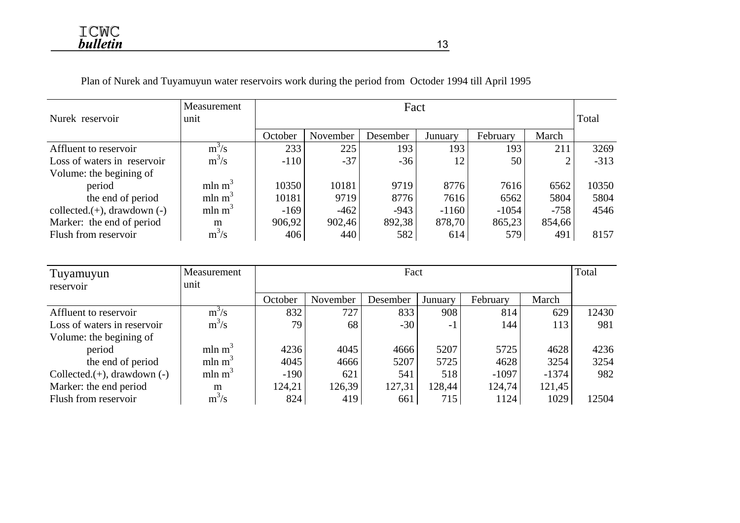Plan of Nurek and Tuyamuyun water reservoirs work during the period from Octoder 1994 till April 1995

| Nurek reservoir | Measurement unit | Fact | | | | | | Total |
|---|---|---|---|---|---|---|---|---|
| | | October | November | Desember | January | February | March | |
| Affluent to reservoir | $m^3/s$ | 233 | 225 | 193 | 193 | 193 | 211 | 3269 |
| Loss of waters in reservoir | $m^3/s$ | -110 | -37 | -36 | 12 | 50 | 2 | -313 |
| Volume: the begining of period | mln $m^3$ | 10350 | 10181 | 9719 | 8776 | 7616 | 6562 | 10350 |
| the end of period | mln $m^3$ | 10181 | 9719 | 8776 | 7616 | 6562 | 5804 | 5804 |
| collected.(+), drawdown (-) | mln $m^3$ | -169 | -462 | -943 | -1160 | -1054 | -758 | 4546 |
| Marker: the end of period | m | 906,92 | 902,46 | 892,38 | 878,70 | 865,23 | 854,66 | |
| Flush from reservoir | $m^3/s$ | 406 | 440 | 582 | 614 | 579 | 491 | 8157 |

| Tuyamuyun reservoir | Measurement unit | Fact | | | | | | Total |
|---|---|---|---|---|---|---|---|---|
| | | October | November | Desember | January | February | March | |
| Affluent to reservoir | $m^3/s$ | 832 | 727 | 833 | 908 | 814 | 629 | 12430 |
| Loss of waters in reservoir | $m^3/s$ | 79 | 68 | -30 | -1 | 144 | 113 | 981 |
| Volume: the begining of period | mln $m^3$ | 4236 | 4045 | 4666 | 5207 | 5725 | 4628 | 4236 |
| the end of period | mln $m^3$ | 4045 | 4666 | 5207 | 5725 | 4628 | 3254 | 3254 |
| Collected.(+), drawdown (-) | mln $m^3$ | -190 | 621 | 541 | 518 | -1097 | -1374 | 982 |
| Marker: the end period | m | 124,21 | 126,39 | 127,31 | 128,44 | 124,74 | 121,45 | |
| Flush from reservoir | $m^3/s$ | 824 | 419 | 661 | 715 | 1124 | 1029 | 12504 |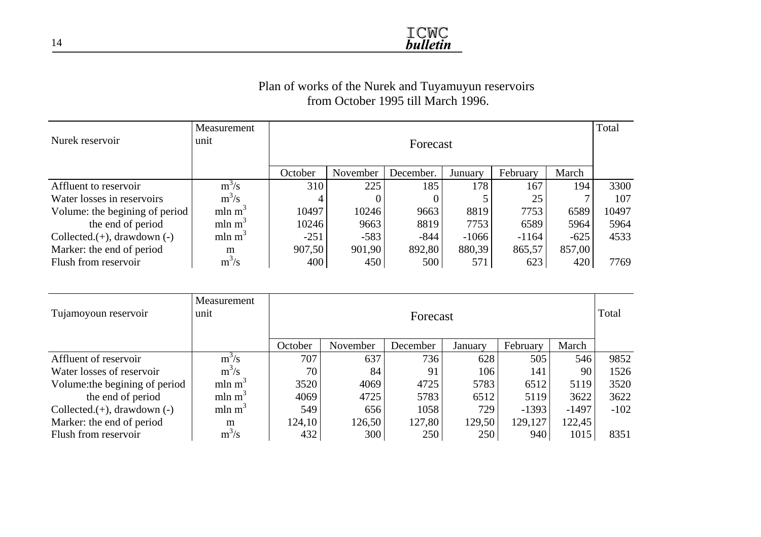Plan of works of the Nurek and Tuyamuyun reservoirs
from October 1995 till March 1996.

| Nurek reservoir | Measurement unit | Forecast | | | | | | Total |
|---|---|---|---|---|---|---|---|---|
| | | October | November | December. | Junuary | February | March | |
| Affluent to reservoir | $m^3/s$ | 310 | 225 | 185 | 178 | 167 | 194 | 3300 |
| Water losses in reservoirs | $m^3/s$ | 4 | 0 | 0 | 5 | 25 | 7 | 107 |
| Volume: the begining of period | mln $m^3$ | 10497 | 10246 | 9663 | 8819 | 7753 | 6589 | 10497 |
| the end of period | mln $m^3$ | 10246 | 9663 | 8819 | 7753 | 6589 | 5964 | 5964 |
| Collected.(+), drawdown (-) | mln $m^3$ | -251 | -583 | -844 | -1066 | -1164 | -625 | 4533 |
| Marker: the end of period | m | 907,50 | 901,90 | 892,80 | 880,39 | 865,57 | 857,00 | |
| Flush from reservoir | $m^3/s$ | 400 | 450 | 500 | 571 | 623 | 420 | 7769 |

| Tujamoyoun reservoir | Measurement unit | Forecast | | | | | | Total |
|---|---|---|---|---|---|---|---|---|
| | | October | November | December | January | February | March | |
| Affluent of reservoir | $m^3/s$ | 707 | 637 | 736 | 628 | 505 | 546 | 9852 |
| Water losses of reservoir | $m^3/s$ | 70 | 84 | 91 | 106 | 141 | 90 | 1526 |
| Volume:the begining of period | mln $m^3$ | 3520 | 4069 | 4725 | 5783 | 6512 | 5119 | 3520 |
| the end of period | mln $m^3$ | 4069 | 4725 | 5783 | 6512 | 5119 | 3622 | 3622 |
| Collected.(+), drawdown (-) | mln $m^3$ | 549 | 656 | 1058 | 729 | -1393 | -1497 | -102 |
| Marker: the end of period | m | 124,10 | 126,50 | 127,80 | 129,50 | 129,127 | 122,45 | |
| Flush from reservoir | $m^3/s$ | 432 | 300 | 250 | 250 | 940 | 1015 | 8351 |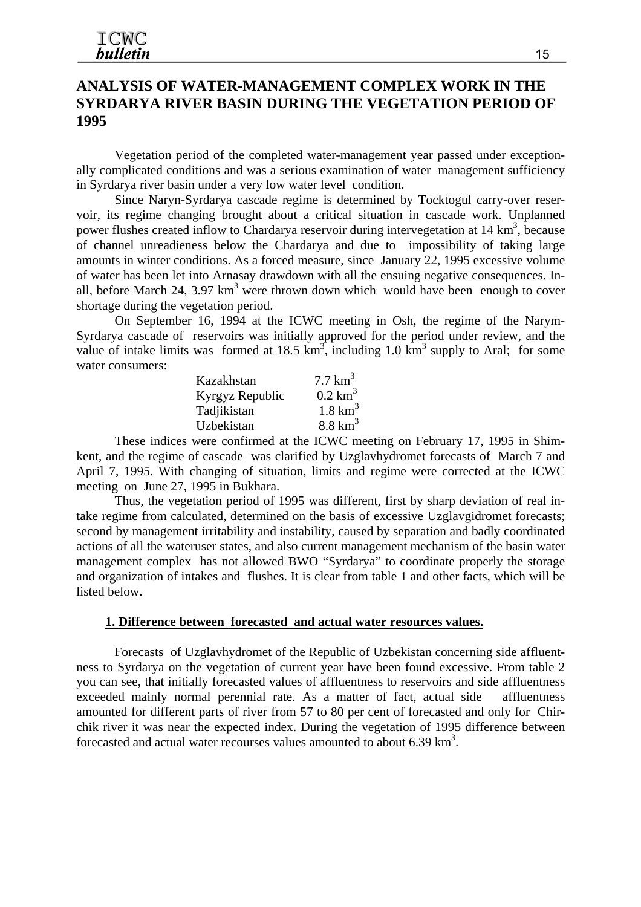## ANALYSIS OF WATER-MANAGEMENT COMPLEX WORK IN THE SYRDARYA RIVER BASIN DURING THE VEGETATION PERIOD OF 1995

Vegetation period of the completed water-management year passed under exceptionally complicated conditions and was a serious examination of water management sufficiency in Syrdarya river basin under a very low water level condition.

Since Naryn-Syrdarya cascade regime is determined by Tocktogul carry-over reservoir, its regime changing brought about a critical situation in cascade work. Unplanned power flushes created inflow to Chardarya reservoir during intervegetation at 14 km$^3$, because of channel unreadieness below the Chardarya and due to impossibility of taking large amounts in winter conditions. As a forced measure, since January 22, 1995 excessive volume of water has been let into Arnasay drawdown with all the ensuing negative consequences. In-all, before March 24, 3.97 km$^3$ were thrown down which would have been enough to cover shortage during the vegetation period.

On September 16, 1994 at the ICWC meeting in Osh, the regime of the Narym-Syrdarya cascade of reservoirs was initially approved for the period under review, and the value of intake limits was formed at 18.5 km$^3$, including 1.0 km$^3$ supply to Aral; for some water consumers:

| | |
|---|---|
| Kazakhstan | 7.7 km$^3$ |
| Kyrgyz Republic | 0.2 km$^3$ |
| Tadjikistan | 1.8 km$^3$ |
| Uzbekistan | 8.8 km$^3$ |

These indices were confirmed at the ICWC meeting on February 17, 1995 in Shimkent, and the regime of cascade was clarified by Uzglavhydromet forecasts of March 7 and April 7, 1995. With changing of situation, limits and regime were corrected at the ICWC meeting on June 27, 1995 in Bukhara.

Thus, the vegetation period of 1995 was different, first by sharp deviation of real intake regime from calculated, determined on the basis of excessive Uzglavgidromet forecasts; second by management irritability and instability, caused by separation and badly coordinated actions of all the wateruser states, and also current management mechanism of the basin water management complex has not allowed BWO "Syrdarya" to coordinate properly the storage and organization of intakes and flushes. It is clear from table 1 and other facts, which will be listed below.

### 1. Difference between forecasted and actual water resources values.

Forecasts of Uzglavhydromet of the Republic of Uzbekistan concerning side affluentness to Syrdarya on the vegetation of current year have been found excessive. From table 2 you can see, that initially forecasted values of affluentness to reservoirs and side affluentness exceeded mainly normal perennial rate. As a matter of fact, actual side affluentness amounted for different parts of river from 57 to 80 per cent of forecasted and only for Chirchik river it was near the expected index. During the vegetation of 1995 difference between forecasted and actual water recourses values amounted to about 6.39 km$^3$.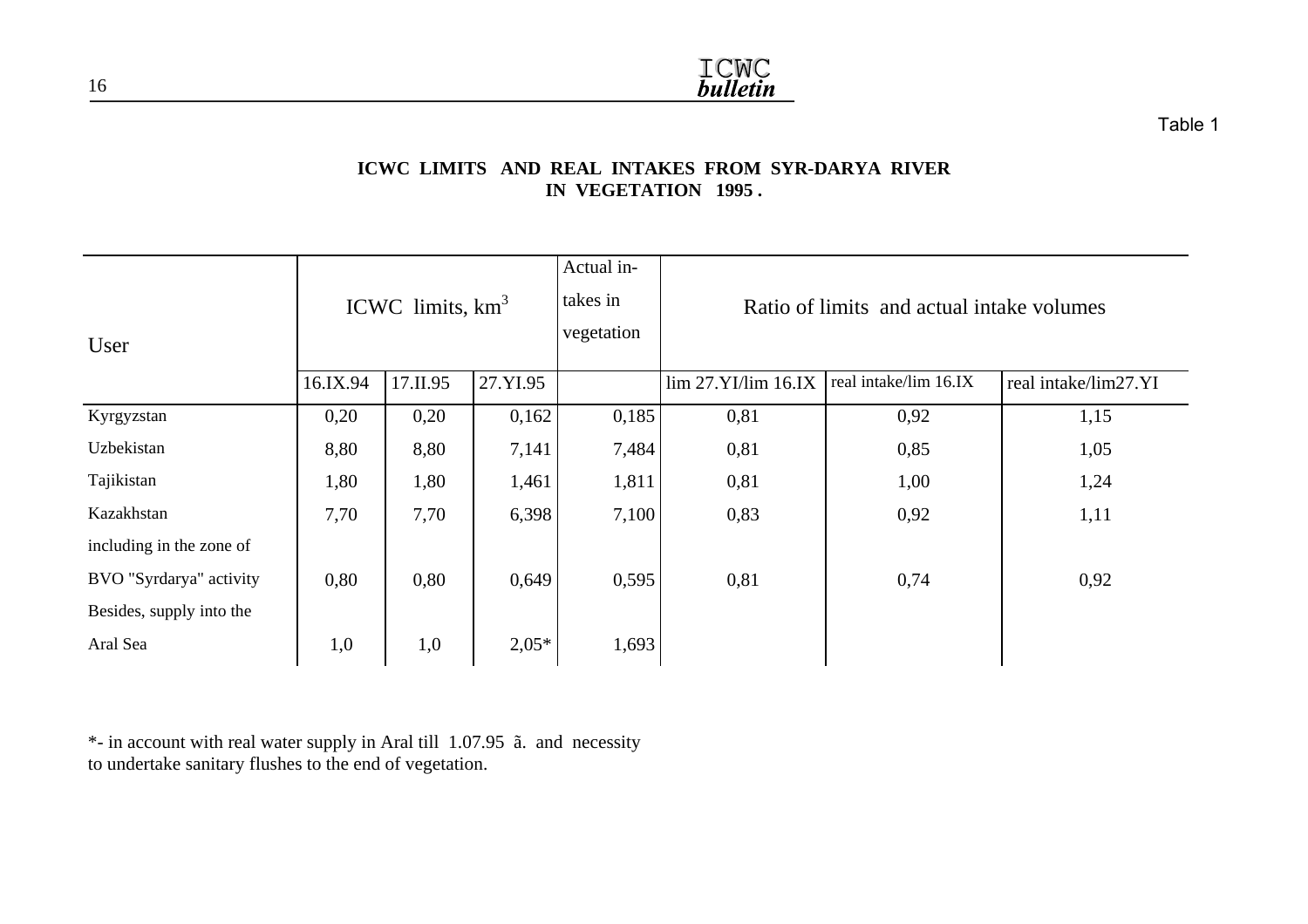Table 1

**ICWC LIMITS AND REAL INTAKES FROM SYR-DARYA RIVER IN VEGETATION 1995 .**

| User | ICWC limits, km$^3$ | | | Actual intakes in vegetation | Ratio of limits and actual intake volumes | | |
|---|---|---|---|---|---|---|---|
| | 16.IX.94 | 17.II.95 | 27.YI.95 | | lim 27.YI/lim 16.IX | real intake/lim 16.IX | real intake/lim27.YI |
| Kyrgyzstan | 0,20 | 0,20 | 0,162 | 0,185 | 0,81 | 0,92 | 1,15 |
| Uzbekistan | 8,80 | 8,80 | 7,141 | 7,484 | 0,81 | 0,85 | 1,05 |
| Tajikistan | 1,80 | 1,80 | 1,461 | 1,811 | 0,81 | 1,00 | 1,24 |
| Kazakhstan | 7,70 | 7,70 | 6,398 | 7,100 | 0,83 | 0,92 | 1,11 |
| including in the zone of BVO "Syrdarya" activity | 0,80 | 0,80 | 0,649 | 0,595 | 0,81 | 0,74 | 0,92 |
| Besides, supply into the Aral Sea | 1,0 | 1,0 | 2,05* | 1,693 | | | |

*- in account with real water supply in Aral till 1.07.95 ã. and necessity to undertake sanitary flushes to the end of vegetation.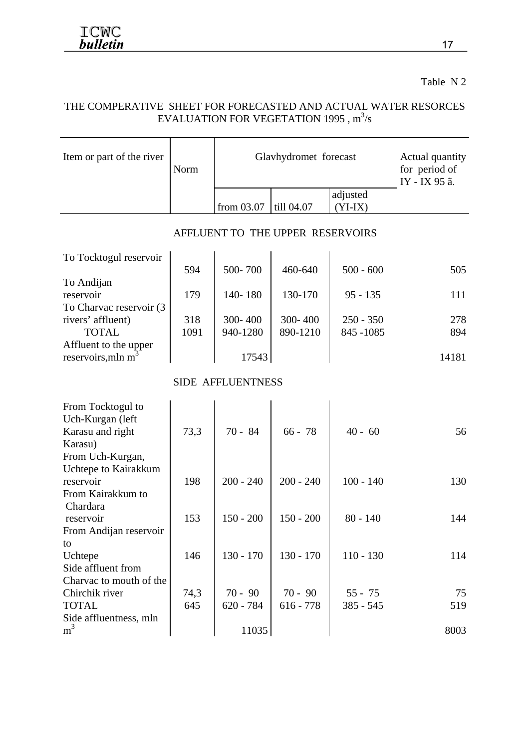Table N 2

## THE COMPERATIVE SHEET FOR FORECASTED AND ACTUAL WATER RESORCES EVALUATION FOR VEGETATION 1995 , $m^3/s$

| Item or part of the river | Norm | Glavhydromet forecast | | | Actual quantity for period of IY - IX 95 ã. |
|---|---|---|---|---|---|
| | | from 03.07 | till 04.07 | adjusted (YI-IX) | |
| **AFFLUENT TO THE UPPER RESERVOIRS** | | | | | |
| To Tocktogul reservoir | 594 | 500- 700 | 460-640 | 500 - 600 | 505 |
| To Andijan reservoir | 179 | 140- 180 | 130-170 | 95 - 135 | 111 |
| To Charvac reservoir (3 rivers' affluent) | 318 | 300- 400 | 300- 400 | 250 - 350 | 278 |
| TOTAL | 1091 | 940-1280 | 890-1210 | 845 -1085 | 894 |
| Affluent to the upper reservoirs,mln $m^3$ | | 17543 | | | 14181 |
| **SIDE AFFLUENTNESS** | | | | | |
| From Tocktogul to Uch-Kurgan (left Karasu and right Karasu) | 73,3 | 70 - 84 | 66 - 78 | 40 - 60 | 56 |
| From Uch-Kurgan, Uchtepe to Kairakkum reservoir | 198 | 200 - 240 | 200 - 240 | 100 - 140 | 130 |
| From Kairakkum to Chardara reservoir | 153 | 150 - 200 | 150 - 200 | 80 - 140 | 144 |
| From Andijan reservoir to Uchtepe | 146 | 130 - 170 | 130 - 170 | 110 - 130 | 114 |
| Side affluent from Charvac to mouth of the Chirchik river | 74,3 | 70 - 90 | 70 - 90 | 55 - 75 | 75 |
| TOTAL | 645 | 620 - 784 | 616 - 778 | 385 - 545 | 519 |
| Side affluentness, mln $m^3$ | | 11035 | | | 8003 |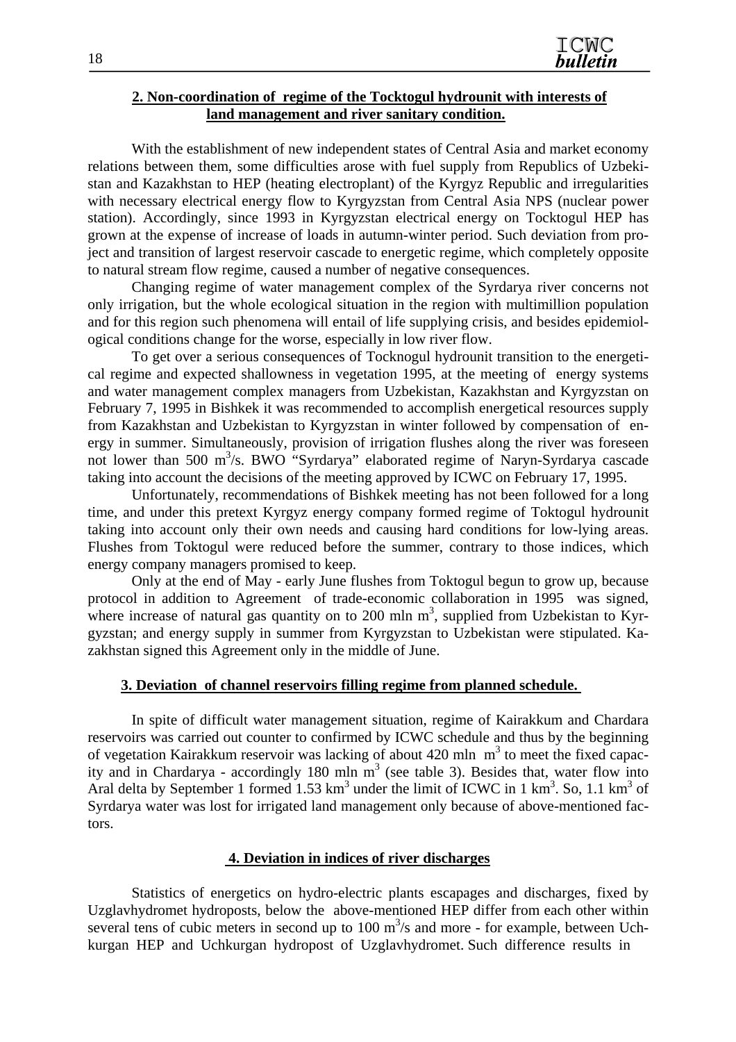## 2. Non-coordination of regime of the Tocktogul hydrounit with interests of land management and river sanitary condition.

With the establishment of new independent states of Central Asia and market economy relations between them, some difficulties arose with fuel supply from Republics of Uzbekistan and Kazakhstan to HEP (heating electroplant) of the Kyrgyz Republic and irregularities with necessary electrical energy flow to Kyrgyzstan from Central Asia NPS (nuclear power station). Accordingly, since 1993 in Kyrgyzstan electrical energy on Tocktogul HEP has grown at the expense of increase of loads in autumn-winter period. Such deviation from project and transition of largest reservoir cascade to energetic regime, which completely opposite to natural stream flow regime, caused a number of negative consequences.

Changing regime of water management complex of the Syrdarya river concerns not only irrigation, but the whole ecological situation in the region with multimillion population and for this region such phenomena will entail of life supplying crisis, and besides epidemiological conditions change for the worse, especially in low river flow.

To get over a serious consequences of Tocknogul hydrounit transition to the energetical regime and expected shallowness in vegetation 1995, at the meeting of energy systems and water management complex managers from Uzbekistan, Kazakhstan and Kyrgyzstan on February 7, 1995 in Bishkek it was recommended to accomplish energetical resources supply from Kazakhstan and Uzbekistan to Kyrgyzstan in winter followed by compensation of energy in summer. Simultaneously, provision of irrigation flushes along the river was foreseen not lower than 500 $m^3$/s. BWO "Syrdarya" elaborated regime of Naryn-Syrdarya cascade taking into account the decisions of the meeting approved by ICWC on February 17, 1995.

Unfortunately, recommendations of Bishkek meeting has not been followed for a long time, and under this pretext Kyrgyz energy company formed regime of Toktogul hydrounit taking into account only their own needs and causing hard conditions for low-lying areas. Flushes from Toktogul were reduced before the summer, contrary to those indices, which energy company managers promised to keep.

Only at the end of May - early June flushes from Toktogul begun to grow up, because protocol in addition to Agreement of trade-economic collaboration in 1995 was signed, where increase of natural gas quantity on to 200 mln $m^3$, supplied from Uzbekistan to Kyrgyzstan; and energy supply in summer from Kyrgyzstan to Uzbekistan were stipulated. Kazakhstan signed this Agreement only in the middle of June.

## 3. Deviation of channel reservoirs filling regime from planned schedule.

In spite of difficult water management situation, regime of Kairakkum and Chardara reservoirs was carried out counter to confirmed by ICWC schedule and thus by the beginning of vegetation Kairakkum reservoir was lacking of about 420 mln $m^3$ to meet the fixed capacity and in Chardarya - accordingly 180 mln $m^3$ (see table 3). Besides that, water flow into Aral delta by September 1 formed 1.53 $km^3$ under the limit of ICWC in 1 $km^3$. So, 1.1 $km^3$ of Syrdarya water was lost for irrigated land management only because of above-mentioned factors.

## 4. Deviation in indices of river discharges

Statistics of energetics on hydro-electric plants escapages and discharges, fixed by Uzglavhydromet hydroposts, below the above-mentioned HEP differ from each other within several tens of cubic meters in second up to 100 $m^3$/s and more - for example, between Uchkurgan HEP and Uchkurgan hydropost of Uzglavhydromet. Such difference results in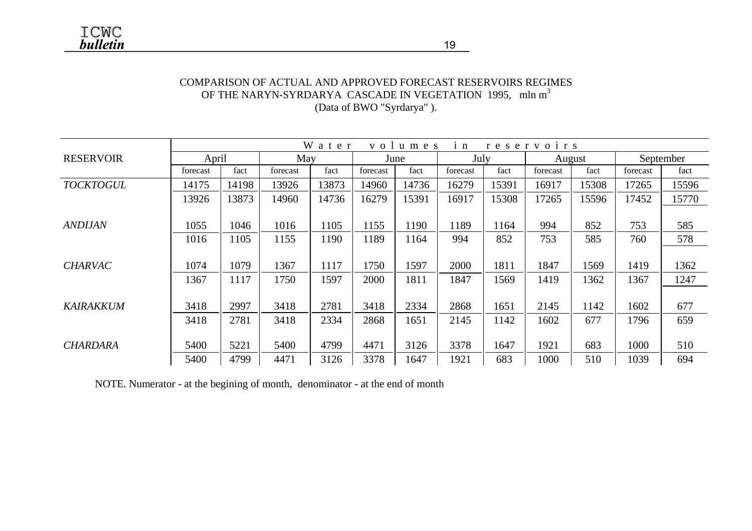# COMPARISON OF ACTUAL AND APPROVED FORECAST RESERVOIRS REGIMES OF THE NARYN-SYRDARYA CASCADE IN VEGETATION 1995, mln $m^3$

(Data of BWO "Syrdarya" ).

| RESERVOIR | Water volumes in reservoirs | | | | | | | | | | | |
|---|---|---|---|---|---|---|---|---|---|---|---|---|
| | April | | May | | June | | July | | August | | September | |
| | forecast | fact | forecast | fact | forecast | fact | forecast | fact | forecast | fact | forecast | fact |
| *TOCKTOGUL* | 14175 / 13926 | 14198 / 13873 | 13926 / 14960 | 13873 / 14736 | 14960 / 16279 | 14736 / 15391 | 16279 / 16917 | 15391 / 15308 | 16917 / 17265 | 15308 / 15596 | 17265 / 17452 | 15596 / 15770 |
| *ANDIJAN* | 1055 / 1016 | 1046 / 1105 | 1016 / 1155 | 1105 / 1190 | 1155 / 1189 | 1190 / 1164 | 1189 / 994 | 1164 / 852 | 994 / 753 | 852 / 585 | 753 / 760 | 585 / 578 |
| *CHARVAC* | 1074 / 1367 | 1079 / 1117 | 1367 / 1750 | 1117 / 1597 | 1750 / 2000 | 1597 / 1811 | 2000 / 1847 | 1811 / 1569 | 1847 / 1419 | 1569 / 1362 | 1419 / 1367 | 1362 / 1247 |
| *KAIRAKKUM* | 3418 / 3418 | 2997 / 2781 | 3418 / 3418 | 2781 / 2334 | 3418 / 2868 | 2334 / 1651 | 2868 / 2145 | 1651 / 1142 | 2145 / 1602 | 1142 / 677 | 1602 / 1796 | 677 / 659 |
| *CHARDARA* | 5400 / 5400 | 5221 / 4799 | 5400 / 4471 | 4799 / 3126 | 4471 / 3378 | 3126 / 1647 | 3378 / 1921 | 1647 / 683 | 1921 / 1000 | 683 / 510 | 1000 / 1039 | 510 / 694 |

NOTE. Numerator - at the begining of month, denominator - at the end of month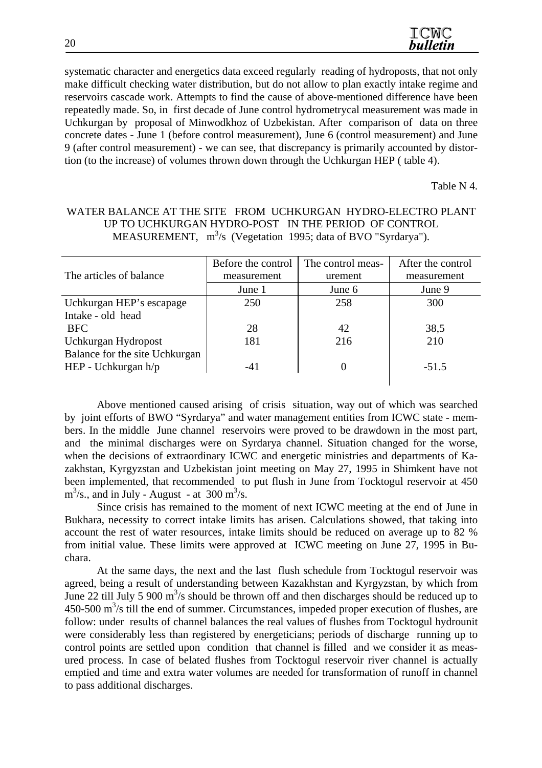systematic character and energetics data exceed regularly reading of hydroposts, that not only make difficult checking water distribution, but do not allow to plan exactly intake regime and reservoirs cascade work. Attempts to find the cause of above-mentioned difference have been repeatedly made. So, in first decade of June control hydrometrycal measurement was made in Uchkurgan by proposal of Minwodkhoz of Uzbekistan. After comparison of data on three concrete dates - June 1 (before control measurement), June 6 (control measurement) and June 9 (after control measurement) - we can see, that discrepancy is primarily accounted by distortion (to the increase) of volumes thrown down through the Uchkurgan HEP ( table 4).

Table N 4.

WATER BALANCE AT THE SITE FROM UCHKURGAN HYDRO-ELECTRO PLANT UP TO UCHKURGAN HYDRO-POST IN THE PERIOD OF CONTROL MEASUREMENT, $m^3/s$ (Vegetation 1995; data of BVO "Syrdarya").

| The articles of balance | Before the control measurement | The control measurement | After the control measurement |
|---|---|---|---|
| | June 1 | June 6 | June 9 |
| Uchkurgan HEP's escapage | 250 | 258 | 300 |
| Intake - old head BFC | 28 | 42 | 38,5 |
| Uchkurgan Hydropost | 181 | 216 | 210 |
| Balance for the site Uchkurgan HEP - Uchkurgan h/p | -41 | 0 | -51.5 |

Above mentioned caused arising of crisis situation, way out of which was searched by joint efforts of BWO "Syrdarya" and water management entities from ICWC state - members. In the middle June channel reservoirs were proved to be drawdown in the most part, and the minimal discharges were on Syrdarya channel. Situation changed for the worse, when the decisions of extraordinary ICWC and energetic ministries and departments of Kazakhstan, Kyrgyzstan and Uzbekistan joint meeting on May 27, 1995 in Shimkent have not been implemented, that recommended to put flush in June from Tocktogul reservoir at 450 $m^3/s$., and in July - August - at 300 $m^3/s$.

Since crisis has remained to the moment of next ICWC meeting at the end of June in Bukhara, necessity to correct intake limits has arisen. Calculations showed, that taking into account the rest of water resources, intake limits should be reduced on average up to 82 % from initial value. These limits were approved at ICWC meeting on June 27, 1995 in Buchara.

At the same days, the next and the last flush schedule from Tocktogul reservoir was agreed, being a result of understanding between Kazakhstan and Kyrgyzstan, by which from June 22 till July 5 900 $m^3/s$ should be thrown off and then discharges should be reduced up to 450-500 $m^3/s$ till the end of summer. Circumstances, impeded proper execution of flushes, are follow: under results of channel balances the real values of flushes from Tocktogul hydrounit were considerably less than registered by energeticians; periods of discharge running up to control points are settled upon condition that channel is filled and we consider it as measured process. In case of belated flushes from Tocktogul reservoir river channel is actually emptied and time and extra water volumes are needed for transformation of runoff in channel to pass additional discharges.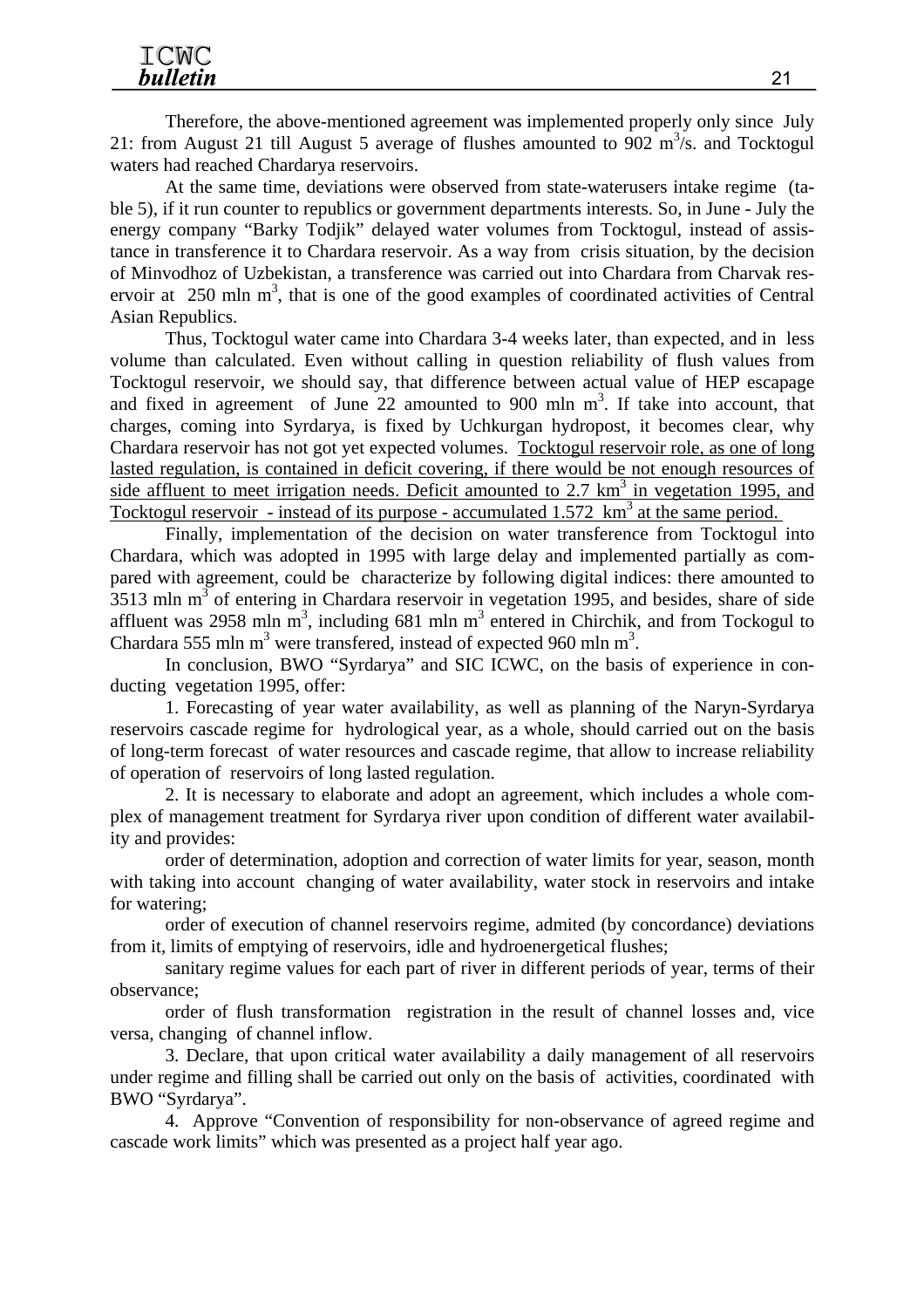Therefore, the above-mentioned agreement was implemented properly only since July 21: from August 21 till August 5 average of flushes amounted to 902 $m^3$/s. and Tocktogul waters had reached Chardarya reservoirs.

At the same time, deviations were observed from state-waterusers intake regime (table 5), if it run counter to republics or government departments interests. So, in June - July the energy company "Barky Todjik" delayed water volumes from Tocktogul, instead of assistance in transference it to Chardara reservoir. As a way from crisis situation, by the decision of Minvodhoz of Uzbekistan, a transference was carried out into Chardara from Charvak reservoir at 250 mln $m^3$, that is one of the good examples of coordinated activities of Central Asian Republics.

Thus, Tocktogul water came into Chardara 3-4 weeks later, than expected, and in less volume than calculated. Even without calling in question reliability of flush values from Tocktogul reservoir, we should say, that difference between actual value of HEP escapage and fixed in agreement of June 22 amounted to 900 mln $m^3$. If take into account, that charges, coming into Syrdarya, is fixed by Uchkurgan hydropost, it becomes clear, why Chardara reservoir has not got yet expected volumes. <u>Tocktogul reservoir role, as one of long lasted regulation, is contained in deficit covering, if there would be not enough resources of side affluent to meet irrigation needs. Deficit amounted to 2.7 $km^3$ in vegetation 1995, and Tocktogul reservoir - instead of its purpose - accumulated 1.572 $km^3$ at the same period.</u>

Finally, implementation of the decision on water transference from Tocktogul into Chardara, which was adopted in 1995 with large delay and implemented partially as compared with agreement, could be characterize by following digital indices: there amounted to 3513 mln $m^3$ of entering in Chardara reservoir in vegetation 1995, and besides, share of side affluent was 2958 mln $m^3$, including 681 mln $m^3$ entered in Chirchik, and from Tockogul to Chardara 555 mln $m^3$ were transfered, instead of expected 960 mln $m^3$.

In conclusion, BWO "Syrdarya" and SIC ICWC, on the basis of experience in conducting vegetation 1995, offer:

1. Forecasting of year water availability, as well as planning of the Naryn-Syrdarya reservoirs cascade regime for hydrological year, as a whole, should carried out on the basis of long-term forecast of water resources and cascade regime, that allow to increase reliability of operation of reservoirs of long lasted regulation.

2. It is necessary to elaborate and adopt an agreement, which includes a whole complex of management treatment for Syrdarya river upon condition of different water availability and provides:

order of determination, adoption and correction of water limits for year, season, month with taking into account changing of water availability, water stock in reservoirs and intake for watering;

order of execution of channel reservoirs regime, admited (by concordance) deviations from it, limits of emptying of reservoirs, idle and hydroenergetical flushes;

sanitary regime values for each part of river in different periods of year, terms of their observance;

order of flush transformation registration in the result of channel losses and, vice versa, changing of channel inflow.

3. Declare, that upon critical water availability a daily management of all reservoirs under regime and filling shall be carried out only on the basis of activities, coordinated with BWO "Syrdarya".

4. Approve "Convention of responsibility for non-observance of agreed regime and cascade work limits" which was presented as a project half year ago.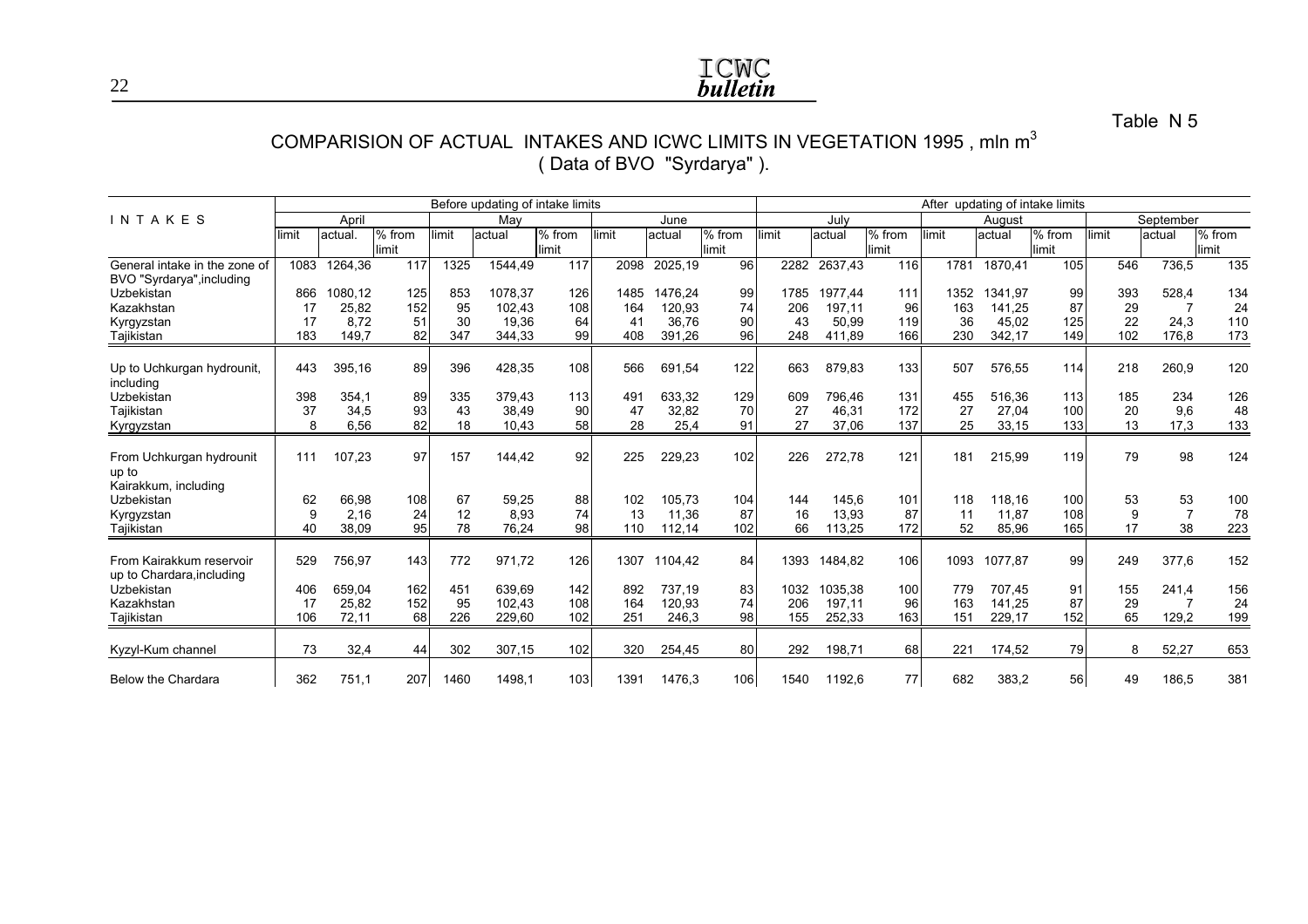Table N 5

## COMPARISION OF ACTUAL INTAKES AND ICWC LIMITS IN VEGETATION 1995 , mln $m^3$
( Data of BVO "Syrdarya" ).

| INTAKES | Before updating of intake limits | | | | | | | | | After updating of intake limits | | | | | | | | |
|---|---|---|---|---|---|---|---|---|---|---|---|---|---|---|---|---|---|---|
| | April | | | May | | | June | | | July | | | August | | | September | | |
| | limit | actual. | % from limit | limit | actual | % from limit | limit | actual | % from limit | limit | actual | % from limit | limit | actual | % from limit | limit | actual | % from limit |
| General intake in the zone of BVO "Syrdarya",including | 1083 | 1264,36 | 117 | 1325 | 1544,49 | 117 | 2098 | 2025,19 | 96 | 2282 | 2637,43 | 116 | 1781 | 1870,41 | 105 | 546 | 736,5 | 135 |
| Uzbekistan | 866 | 1080,12 | 125 | 853 | 1078,37 | 126 | 1485 | 1476,24 | 99 | 1785 | 1977,44 | 111 | 1352 | 1341,97 | 99 | 393 | 528,4 | 134 |
| Kazakhstan | 17 | 25,82 | 152 | 95 | 102,43 | 108 | 164 | 120,93 | 74 | 206 | 197,11 | 96 | 163 | 141,25 | 87 | 29 | 7 | 24 |
| Kyrgyzstan | 17 | 8,72 | 51 | 30 | 19,36 | 64 | 41 | 36,76 | 90 | 43 | 50,99 | 119 | 36 | 45,02 | 125 | 22 | 24,3 | 110 |
| Tajikistan | 183 | 149,7 | 82 | 347 | 344,33 | 99 | 408 | 391,26 | 96 | 248 | 411,89 | 166 | 230 | 342,17 | 149 | 102 | 176,8 | 173 |
| Up to Uchkurgan hydrounit, including | 443 | 395,16 | 89 | 396 | 428,35 | 108 | 566 | 691,54 | 122 | 663 | 879,83 | 133 | 507 | 576,55 | 114 | 218 | 260,9 | 120 |
| Uzbekistan | 398 | 354,1 | 89 | 335 | 379,43 | 113 | 491 | 633,32 | 129 | 609 | 796,46 | 131 | 455 | 516,36 | 113 | 185 | 234 | 126 |
| Tajikistan | 37 | 34,5 | 93 | 43 | 38,49 | 90 | 47 | 32,82 | 70 | 27 | 46,31 | 172 | 27 | 27,04 | 100 | 20 | 9,6 | 48 |
| Kyrgyzstan | 8 | 6,56 | 82 | 18 | 10,43 | 58 | 28 | 25,4 | 91 | 27 | 37,06 | 137 | 25 | 33,15 | 133 | 13 | 17,3 | 133 |
| From Uchkurgan hydrounit up to Kairakkum, including | 111 | 107,23 | 97 | 157 | 144,42 | 92 | 225 | 229,23 | 102 | 226 | 272,78 | 121 | 181 | 215,99 | 119 | 79 | 98 | 124 |
| Uzbekistan | 62 | 66,98 | 108 | 67 | 59,25 | 88 | 102 | 105,73 | 104 | 144 | 145,6 | 101 | 118 | 118,16 | 100 | 53 | 53 | 100 |
| Kyrgyzstan | 9 | 2,16 | 24 | 12 | 8,93 | 74 | 13 | 11,36 | 87 | 16 | 13,93 | 87 | 11 | 11,87 | 108 | 9 | 7 | 78 |
| Tajikistan | 40 | 38,09 | 95 | 78 | 76,24 | 98 | 110 | 112,14 | 102 | 66 | 113,25 | 172 | 52 | 85,96 | 165 | 17 | 38 | 223 |
| From Kairakkum reservoir up to Chardara,including | 529 | 756,97 | 143 | 772 | 971,72 | 126 | 1307 | 1104,42 | 84 | 1393 | 1484,82 | 106 | 1093 | 1077,87 | 99 | 249 | 377,6 | 152 |
| Uzbekistan | 406 | 659,04 | 162 | 451 | 639,69 | 142 | 892 | 737,19 | 83 | 1032 | 1035,38 | 100 | 779 | 707,45 | 91 | 155 | 241,4 | 156 |
| Kazakhstan | 17 | 25,82 | 152 | 95 | 102,43 | 108 | 164 | 120,93 | 74 | 206 | 197,11 | 96 | 163 | 141,25 | 87 | 29 | 7 | 24 |
| Tajikistan | 106 | 72,11 | 68 | 226 | 229,60 | 102 | 251 | 246,3 | 98 | 155 | 252,33 | 163 | 151 | 229,17 | 152 | 65 | 129,2 | 199 |
| Kyzyl-Kum channel | 73 | 32,4 | 44 | 302 | 307,15 | 102 | 320 | 254,45 | 80 | 292 | 198,71 | 68 | 221 | 174,52 | 79 | 8 | 52,27 | 653 |
| Below the Chardara | 362 | 751,1 | 207 | 1460 | 1498,1 | 103 | 1391 | 1476,3 | 106 | 1540 | 1192,6 | 77 | 682 | 383,2 | 56 | 49 | 186,5 | 381 |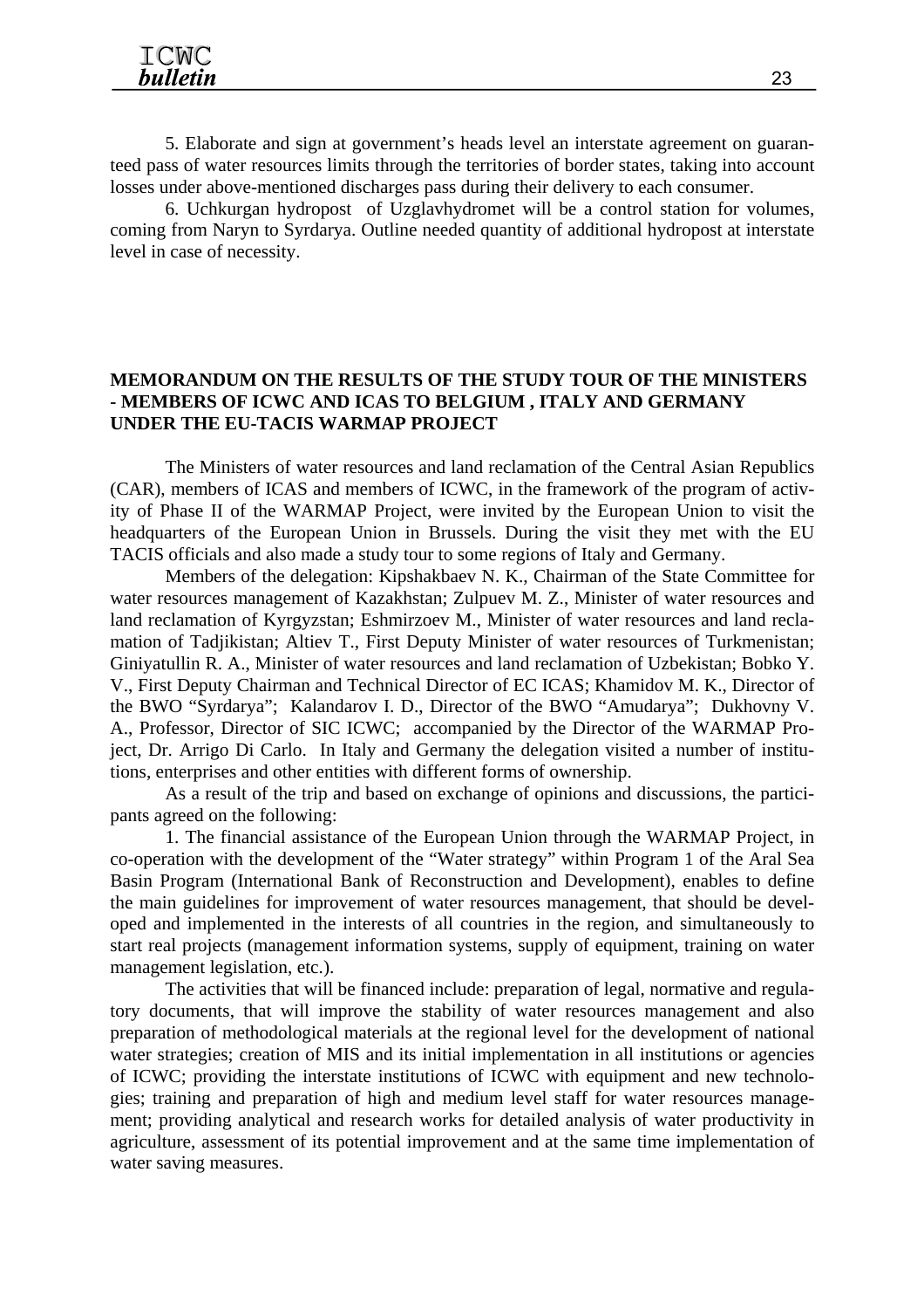5. Elaborate and sign at government's heads level an interstate agreement on guaranteed pass of water resources limits through the territories of border states, taking into account losses under above-mentioned discharges pass during their delivery to each consumer.

6. Uchkurgan hydropost of Uzglavhydromet will be a control station for volumes, coming from Naryn to Syrdarya. Outline needed quantity of additional hydropost at interstate level in case of necessity.

## MEMORANDUM ON THE RESULTS OF THE STUDY TOUR OF THE MINISTERS - MEMBERS OF ICWC AND ICAS TO BELGIUM , ITALY AND GERMANY UNDER THE EU-TACIS WARMAP PROJECT

The Ministers of water resources and land reclamation of the Central Asian Republics (CAR), members of ICAS and members of ICWC, in the framework of the program of activity of Phase II of the WARMAP Project, were invited by the European Union to visit the headquarters of the European Union in Brussels. During the visit they met with the EU TACIS officials and also made a study tour to some regions of Italy and Germany.

Members of the delegation: Kipshakbaev N. K., Chairman of the State Committee for water resources management of Kazakhstan; Zulpuev M. Z., Minister of water resources and land reclamation of Kyrgyzstan; Eshmirzoev M., Minister of water resources and land reclamation of Tadjikistan; Altiev T., First Deputy Minister of water resources of Turkmenistan; Giniyatullin R. A., Minister of water resources and land reclamation of Uzbekistan; Bobko Y. V., First Deputy Chairman and Technical Director of EC ICAS; Khamidov M. K., Director of the BWO "Syrdarya"; Kalandarov I. D., Director of the BWO "Amudarya"; Dukhovny V. A., Professor, Director of SIC ICWC; accompanied by the Director of the WARMAP Project, Dr. Arrigo Di Carlo. In Italy and Germany the delegation visited a number of institutions, enterprises and other entities with different forms of ownership.

As a result of the trip and based on exchange of opinions and discussions, the participants agreed on the following:

1. The financial assistance of the European Union through the WARMAP Project, in co-operation with the development of the "Water strategy" within Program 1 of the Aral Sea Basin Program (International Bank of Reconstruction and Development), enables to define the main guidelines for improvement of water resources management, that should be developed and implemented in the interests of all countries in the region, and simultaneously to start real projects (management information systems, supply of equipment, training on water management legislation, etc.).

The activities that will be financed include: preparation of legal, normative and regulatory documents, that will improve the stability of water resources management and also preparation of methodological materials at the regional level for the development of national water strategies; creation of MIS and its initial implementation in all institutions or agencies of ICWC; providing the interstate institutions of ICWC with equipment and new technologies; training and preparation of high and medium level staff for water resources management; providing analytical and research works for detailed analysis of water productivity in agriculture, assessment of its potential improvement and at the same time implementation of water saving measures.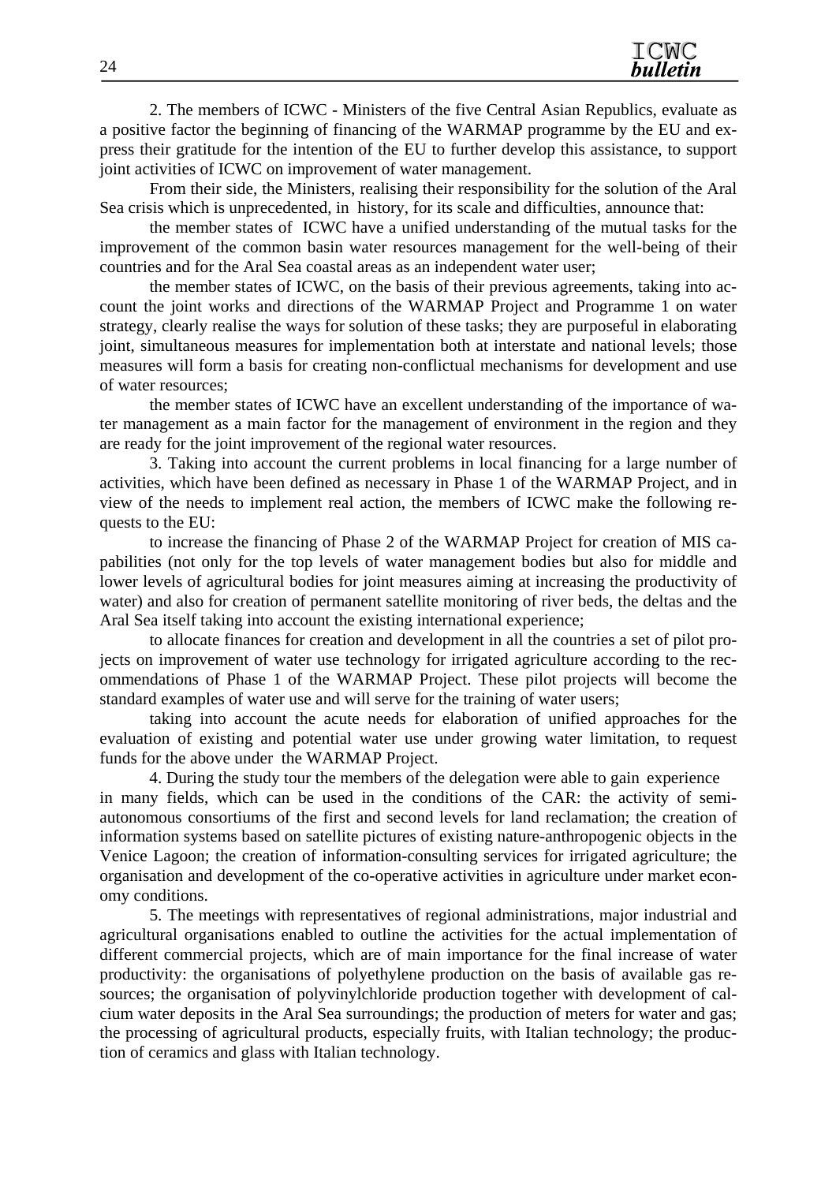2. The members of ICWC - Ministers of the five Central Asian Republics, evaluate as a positive factor the beginning of financing of the WARMAP programme by the EU and express their gratitude for the intention of the EU to further develop this assistance, to support joint activities of ICWC on improvement of water management.

From their side, the Ministers, realising their responsibility for the solution of the Aral Sea crisis which is unprecedented, in history, for its scale and difficulties, announce that:

the member states of ICWC have a unified understanding of the mutual tasks for the improvement of the common basin water resources management for the well-being of their countries and for the Aral Sea coastal areas as an independent water user;

the member states of ICWC, on the basis of their previous agreements, taking into account the joint works and directions of the WARMAP Project and Programme 1 on water strategy, clearly realise the ways for solution of these tasks; they are purposeful in elaborating joint, simultaneous measures for implementation both at interstate and national levels; those measures will form a basis for creating non-conflictual mechanisms for development and use of water resources;

the member states of ICWC have an excellent understanding of the importance of water management as a main factor for the management of environment in the region and they are ready for the joint improvement of the regional water resources.

3. Taking into account the current problems in local financing for a large number of activities, which have been defined as necessary in Phase 1 of the WARMAP Project, and in view of the needs to implement real action, the members of ICWC make the following requests to the EU:

to increase the financing of Phase 2 of the WARMAP Project for creation of MIS capabilities (not only for the top levels of water management bodies but also for middle and lower levels of agricultural bodies for joint measures aiming at increasing the productivity of water) and also for creation of permanent satellite monitoring of river beds, the deltas and the Aral Sea itself taking into account the existing international experience;

to allocate finances for creation and development in all the countries a set of pilot projects on improvement of water use technology for irrigated agriculture according to the recommendations of Phase 1 of the WARMAP Project. These pilot projects will become the standard examples of water use and will serve for the training of water users;

taking into account the acute needs for elaboration of unified approaches for the evaluation of existing and potential water use under growing water limitation, to request funds for the above under the WARMAP Project.

4. During the study tour the members of the delegation were able to gain experience in many fields, which can be used in the conditions of the CAR: the activity of semi-autonomous consortiums of the first and second levels for land reclamation; the creation of information systems based on satellite pictures of existing nature-anthropogenic objects in the Venice Lagoon; the creation of information-consulting services for irrigated agriculture; the organisation and development of the co-operative activities in agriculture under market economy conditions.

5. The meetings with representatives of regional administrations, major industrial and agricultural organisations enabled to outline the activities for the actual implementation of different commercial projects, which are of main importance for the final increase of water productivity: the organisations of polyethylene production on the basis of available gas resources; the organisation of polyvinylchloride production together with development of calcium water deposits in the Aral Sea surroundings; the production of meters for water and gas; the processing of agricultural products, especially fruits, with Italian technology; the production of ceramics and glass with Italian technology.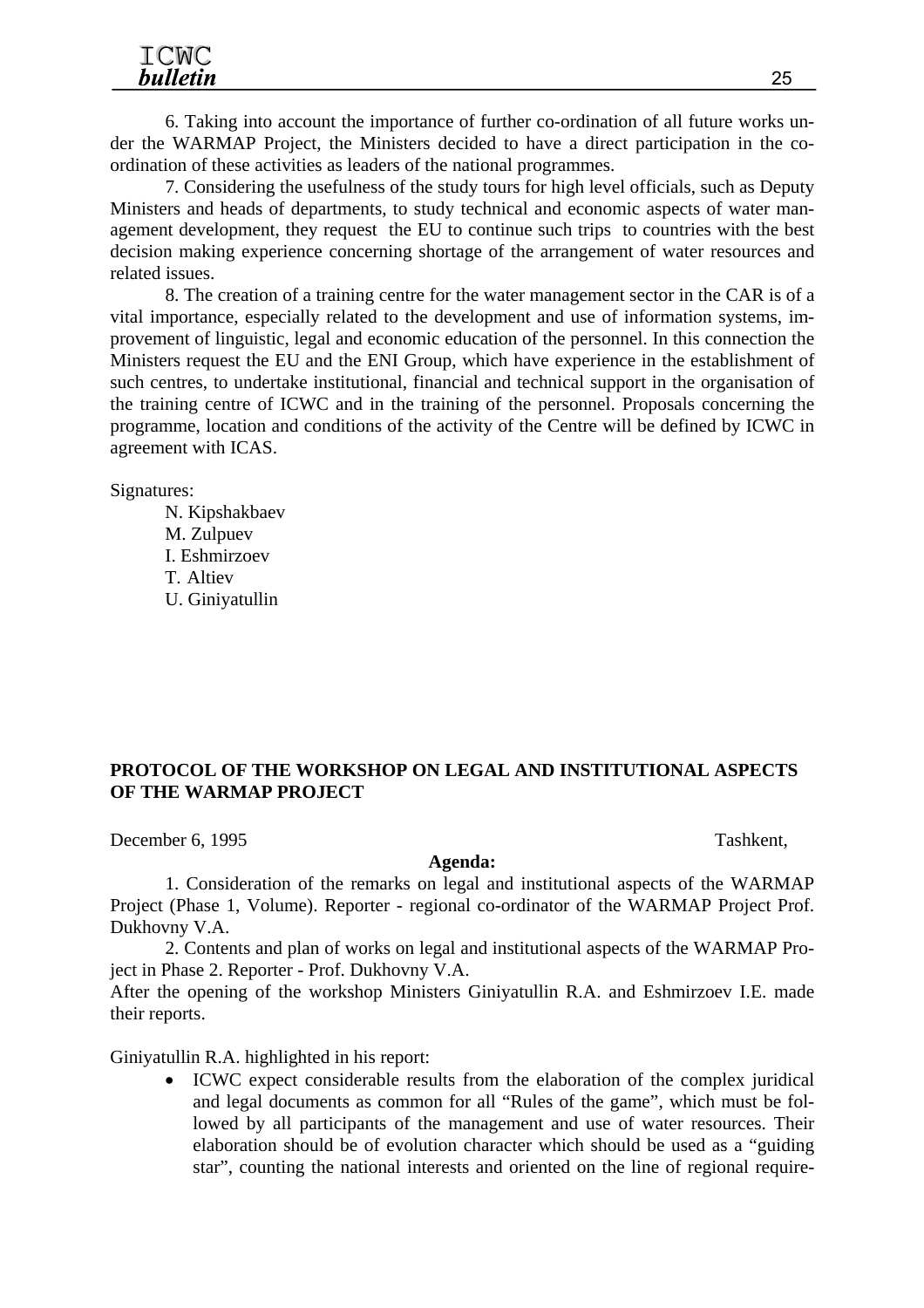6. Taking into account the importance of further co-ordination of all future works under the WARMAP Project, the Ministers decided to have a direct participation in the co-ordination of these activities as leaders of the national programmes.

7. Considering the usefulness of the study tours for high level officials, such as Deputy Ministers and heads of departments, to study technical and economic aspects of water management development, they request the EU to continue such trips to countries with the best decision making experience concerning shortage of the arrangement of water resources and related issues.

8. The creation of a training centre for the water management sector in the CAR is of a vital importance, especially related to the development and use of information systems, improvement of linguistic, legal and economic education of the personnel. In this connection the Ministers request the EU and the ENI Group, which have experience in the establishment of such centres, to undertake institutional, financial and technical support in the organisation of the training centre of ICWC and in the training of the personnel. Proposals concerning the programme, location and conditions of the activity of the Centre will be defined by ICWC in agreement with ICAS.

Signatures:

N. Kipshakbaev
M. Zulpuev
I. Eshmirzoev
T. Altiev
U. Giniyatullin

## PROTOCOL OF THE WORKSHOP ON LEGAL AND INSTITUTIONAL ASPECTS OF THE WARMAP PROJECT

December 6, 1995 Tashkent,

**Agenda:**

1. Consideration of the remarks on legal and institutional aspects of the WARMAP Project (Phase 1, Volume). Reporter - regional co-ordinator of the WARMAP Project Prof. Dukhovny V.A.

2. Contents and plan of works on legal and institutional aspects of the WARMAP Project in Phase 2. Reporter - Prof. Dukhovny V.A.

After the opening of the workshop Ministers Giniyatullin R.A. and Eshmirzoev I.E. made their reports.

Giniyatullin R.A. highlighted in his report:

- ICWC expect considerable results from the elaboration of the complex juridical and legal documents as common for all "Rules of the game", which must be followed by all participants of the management and use of water resources. Their elaboration should be of evolution character which should be used as a "guiding star", counting the national interests and oriented on the line of regional require-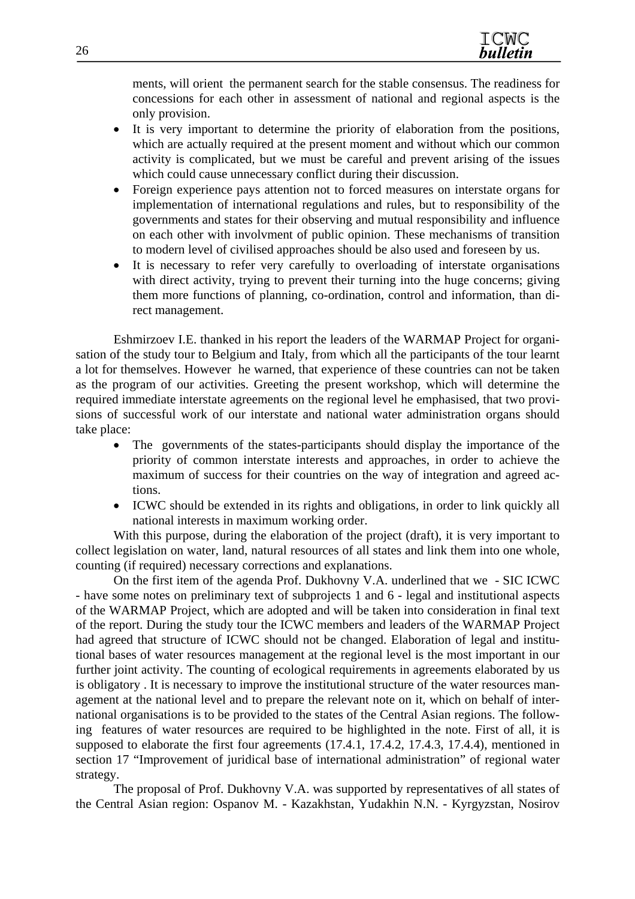ments, will orient  the permanent search for the stable consensus. The readiness for concessions for each other in assessment of national and regional aspects is the only provision.

- It is very important to determine the priority of elaboration from the positions, which are actually required at the present moment and without which our common activity is complicated, but we must be careful and prevent arising of the issues which could cause unnecessary conflict during their discussion.
- Foreign experience pays attention not to forced measures on interstate organs for implementation of international regulations and rules, but to responsibility of the governments and states for their observing and mutual responsibility and influence on each other with involvment of public opinion. These mechanisms of transition to modern level of civilised approaches should be also used and foreseen by us.
- It is necessary to refer very carefully to overloading of interstate organisations with direct activity, trying to prevent their turning into the huge concerns; giving them more functions of planning, co-ordination, control and information, than direct management.

Eshmirzoev I.E. thanked in his report the leaders of the WARMAP Project for organisation of the study tour to Belgium and Italy, from which all the participants of the tour learnt a lot for themselves. However  he warned, that experience of these countries can not be taken as the program of our activities. Greeting the present workshop, which will determine the required immediate interstate agreements on the regional level he emphasised, that two provisions of successful work of our interstate and national water administration organs should take place:

- The  governments of the states-participants should display the importance of the priority of common interstate interests and approaches, in order to achieve the maximum of success for their countries on the way of integration and agreed actions.
- ICWC should be extended in its rights and obligations, in order to link quickly all national interests in maximum working order.

With this purpose, during the elaboration of the project (draft), it is very important to collect legislation on water, land, natural resources of all states and link them into one whole, counting (if required) necessary corrections and explanations.

On the first item of the agenda Prof. Dukhovny V.A. underlined that we  - SIC ICWC - have some notes on preliminary text of subprojects 1 and 6 - legal and institutional aspects of the WARMAP Project, which are adopted and will be taken into consideration in final text of the report. During the study tour the ICWC members and leaders of the WARMAP Project had agreed that structure of ICWC should not be changed. Elaboration of legal and institutional bases of water resources management at the regional level is the most important in our further joint activity. The counting of ecological requirements in agreements elaborated by us is obligatory . It is necessary to improve the institutional structure of the water resources management at the national level and to prepare the relevant note on it, which on behalf of international organisations is to be provided to the states of the Central Asian regions. The following  features of water resources are required to be highlighted in the note. First of all, it is supposed to elaborate the first four agreements (17.4.1, 17.4.2, 17.4.3, 17.4.4), mentioned in section 17 "Improvement of juridical base of international administration" of regional water strategy.

The proposal of Prof. Dukhovny V.A. was supported by representatives of all states of the Central Asian region: Ospanov M. - Kazakhstan, Yudakhin N.N. - Kyrgyzstan, Nosirov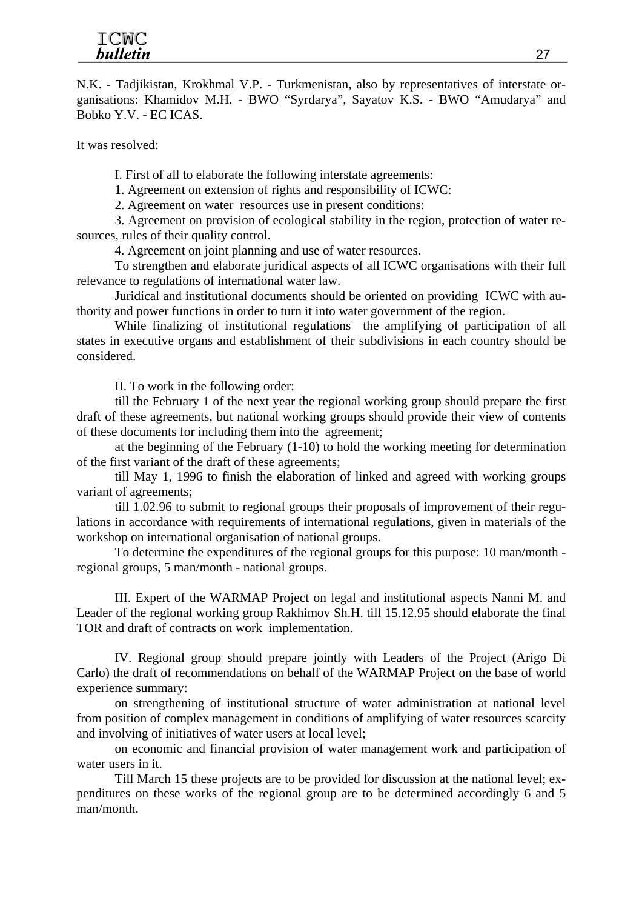N.K. - Tadjikistan, Krokhmal V.P. - Turkmenistan, also by representatives of interstate organisations: Khamidov M.H. - BWO "Syrdarya", Sayatov K.S. - BWO "Amudarya" and Bobko Y.V. - EC ICAS.

It was resolved:

I. First of all to elaborate the following interstate agreements:

1. Agreement on extension of rights and responsibility of ICWC:

2. Agreement on water resources use in present conditions:

3. Agreement on provision of ecological stability in the region, protection of water resources, rules of their quality control.

4. Agreement on joint planning and use of water resources.

To strengthen and elaborate juridical aspects of all ICWC organisations with their full relevance to regulations of international water law.

Juridical and institutional documents should be oriented on providing ICWC with authority and power functions in order to turn it into water government of the region.

While finalizing of institutional regulations the amplifying of participation of all states in executive organs and establishment of their subdivisions in each country should be considered.

II. To work in the following order:

till the February 1 of the next year the regional working group should prepare the first draft of these agreements, but national working groups should provide their view of contents of these documents for including them into the agreement;

at the beginning of the February (1-10) to hold the working meeting for determination of the first variant of the draft of these agreements;

till May 1, 1996 to finish the elaboration of linked and agreed with working groups variant of agreements;

till 1.02.96 to submit to regional groups their proposals of improvement of their regulations in accordance with requirements of international regulations, given in materials of the workshop on international organisation of national groups.

To determine the expenditures of the regional groups for this purpose: 10 man/month - regional groups, 5 man/month - national groups.

III. Expert of the WARMAP Project on legal and institutional aspects Nanni M. and Leader of the regional working group Rakhimov Sh.H. till 15.12.95 should elaborate the final TOR and draft of contracts on work implementation.

IV. Regional group should prepare jointly with Leaders of the Project (Arigo Di Carlo) the draft of recommendations on behalf of the WARMAP Project on the base of world experience summary:

on strengthening of institutional structure of water administration at national level from position of complex management in conditions of amplifying of water resources scarcity and involving of initiatives of water users at local level;

on economic and financial provision of water management work and participation of water users in it.

Till March 15 these projects are to be provided for discussion at the national level; expenditures on these works of the regional group are to be determined accordingly 6 and 5 man/month.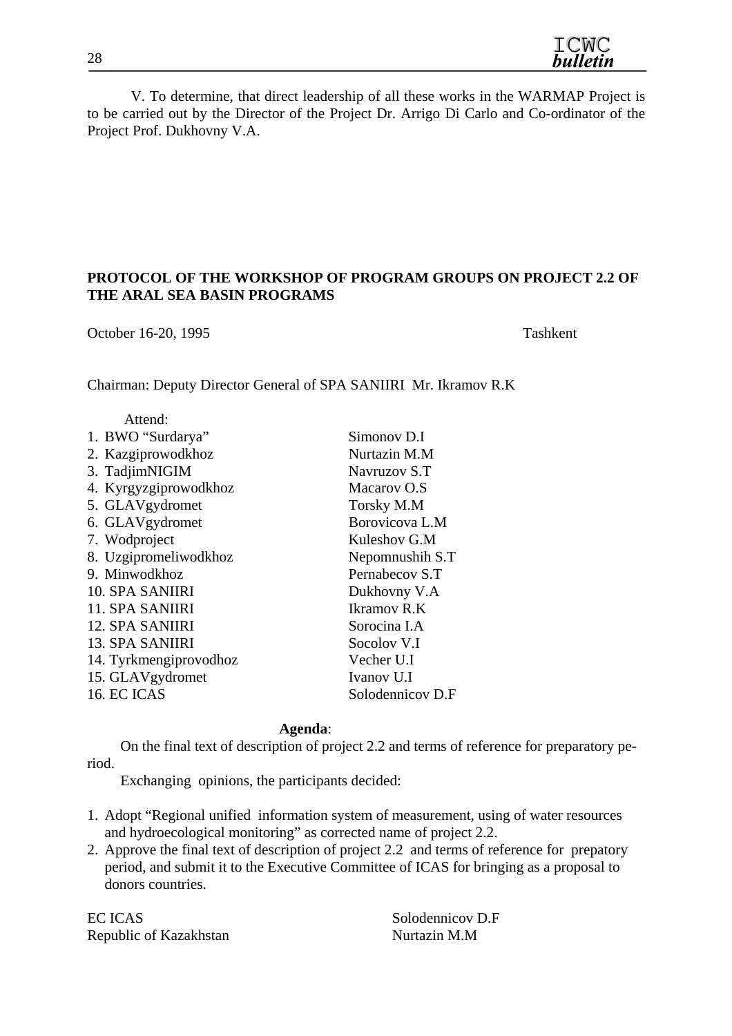V. To determine, that direct leadership of all these works in the WARMAP Project is to be carried out by the Director of the Project Dr. Arrigo Di Carlo and Co-ordinator of the Project Prof. Dukhovny V.A.

## PROTOCOL OF THE WORKSHOP OF PROGRAM GROUPS ON PROJECT 2.2 OF THE ARAL SEA BASIN PROGRAMS

October 16-20, 1995 Tashkent

Chairman: Deputy Director General of SPA SANIIRI Mr. Ikramov R.K

Attend:

| | |
|---|---|
| 1. BWO "Surdarya" | Simonov D.I |
| 2. Kazgiprowodkhoz | Nurtazin M.M |
| 3. TadjimNIGIM | Navruzov S.T |
| 4. Kyrgyzgiprowodkhoz | Macarov O.S |
| 5. GLAVgydromet | Torsky M.M |
| 6. GLAVgydromet | Borovicova L.M |
| 7. Wodproject | Kuleshov G.M |
| 8. Uzgipromeliwodkhoz | Nepomnushih S.T |
| 9. Minwodkhoz | Pernabecov S.T |
| 10. SPA SANIIRI | Dukhovny V.A |
| 11. SPA SANIIRI | Ikramov R.K |
| 12. SPA SANIIRI | Sorocina I.A |
| 13. SPA SANIIRI | Socolov V.I |
| 14. Tyrkmengiprovodhoz | Vecher U.I |
| 15. GLAVgydromet | Ivanov U.I |
| 16. EC ICAS | Solodennicov D.F |

**Agenda**:

On the final text of description of project 2.2 and terms of reference for preparatory period.

Exchanging opinions, the participants decided:

1. Adopt "Regional unified information system of measurement, using of water resources and hydroecological monitoring" as corrected name of project 2.2.
2. Approve the final text of description of project 2.2 and terms of reference for prepatory period, and submit it to the Executive Committee of ICAS for bringing as a proposal to donors countries.

| | |
|---|---|
| EC ICAS | Solodennicov D.F |
| Republic of Kazakhstan | Nurtazin M.M |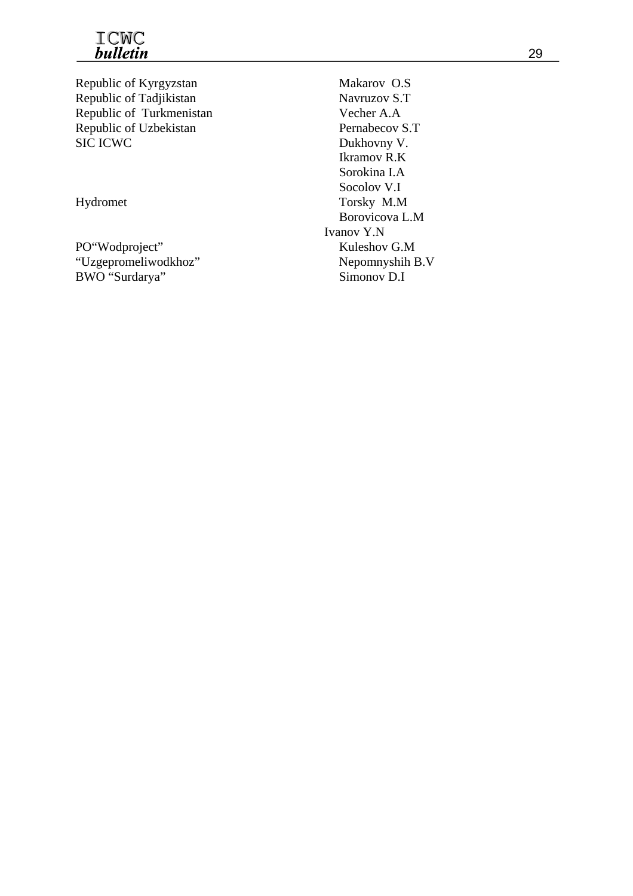| | |
|---|---|
| Republic of Kyrgyzstan | Makarov O.S |
| Republic of Tadjikistan | Navruzov S.T |
| Republic of Turkmenistan | Vecher A.A |
| Republic of Uzbekistan | Pernabecov S.T |
| SIC ICWC | Dukhovny V. |
| | Ikramov R.K |
| | Sorokina I.A |
| | Socolov V.I |
| Hydromet | Torsky M.M |
| | Borovicova L.M |
| | Ivanov Y.N |
| PO“Wodproject” | Kuleshov G.M |
| “Uzgepromeliwodkhoz” | Nepomnyshih B.V |
| BWO “Surdarya” | Simonov D.I |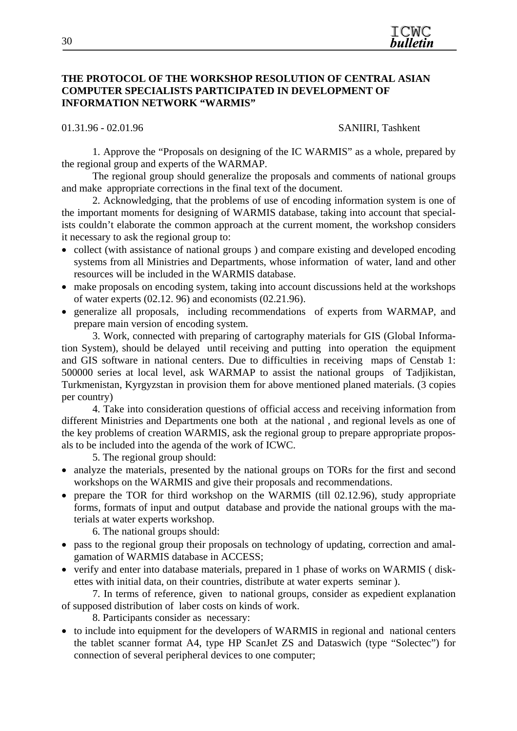## THE PROTOCOL OF THE WORKSHOP RESOLUTION OF CENTRAL ASIAN COMPUTER SPECIALISTS PARTICIPATED IN DEVELOPMENT OF INFORMATION NETWORK "WARMIS"

01.31.96 - 02.01.96 SANIIRI, Tashkent

1. Approve the "Proposals on designing of the IC WARMIS" as a whole, prepared by the regional group and experts of the WARMAP.

The regional group should generalize the proposals and comments of national groups and make appropriate corrections in the final text of the document.

2. Acknowledging, that the problems of use of encoding information system is one of the important moments for designing of WARMIS database, taking into account that specialists couldn't elaborate the common approach at the current moment, the workshop considers it necessary to ask the regional group to:

- collect (with assistance of national groups ) and compare existing and developed encoding systems from all Ministries and Departments, whose information of water, land and other resources will be included in the WARMIS database.
- make proposals on encoding system, taking into account discussions held at the workshops of water experts (02.12. 96) and economists (02.21.96).
- generalize all proposals, including recommendations of experts from WARMAP, and prepare main version of encoding system.

3. Work, connected with preparing of cartography materials for GIS (Global Information System), should be delayed until receiving and putting into operation the equipment and GIS software in national centers. Due to difficulties in receiving maps of Censtab 1: 500000 series at local level, ask WARMAP to assist the national groups of Tadjikistan, Turkmenistan, Kyrgyzstan in provision them for above mentioned planed materials. (3 copies per country)

4. Take into consideration questions of official access and receiving information from different Ministries and Departments one both at the national , and regional levels as one of the key problems of creation WARMIS, ask the regional group to prepare appropriate proposals to be included into the agenda of the work of ICWC.

5. The regional group should:

- analyze the materials, presented by the national groups on TORs for the first and second workshops on the WARMIS and give their proposals and recommendations.
- prepare the TOR for third workshop on the WARMIS (till 02.12.96), study appropriate forms, formats of input and output database and provide the national groups with the materials at water experts workshop.

6. The national groups should:

- pass to the regional group their proposals on technology of updating, correction and amalgamation of WARMIS database in ACCESS;
- verify and enter into database materials, prepared in 1 phase of works on WARMIS ( diskettes with initial data, on their countries, distribute at water experts seminar ).

7. In terms of reference, given to national groups, consider as expedient explanation of supposed distribution of laber costs on kinds of work.

8. Participants consider as necessary:

- to include into equipment for the developers of WARMIS in regional and national centers the tablet scanner format A4, type HP ScanJet ZS and Dataswich (type "Solectec") for connection of several peripheral devices to one computer;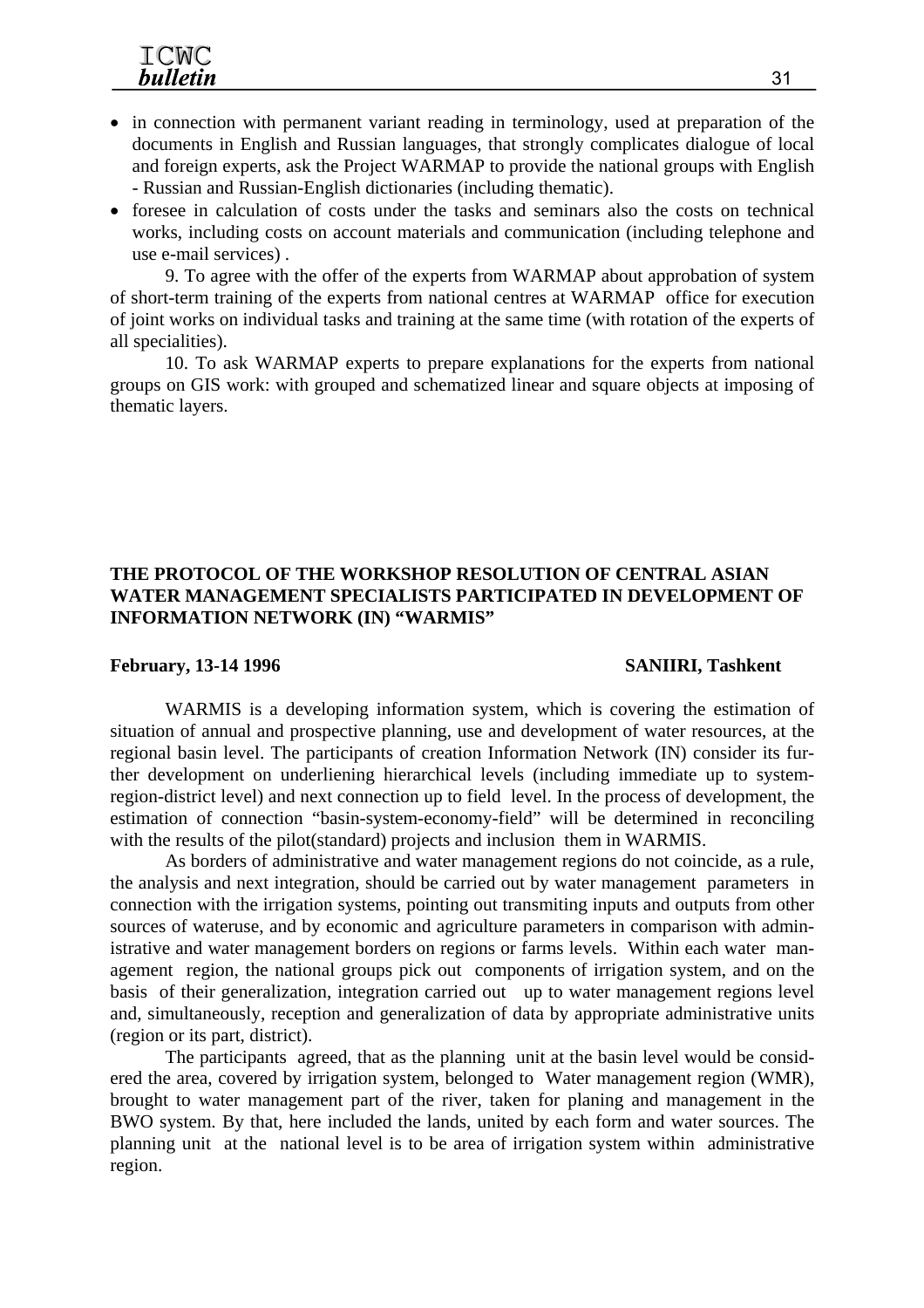- in connection with permanent variant reading in terminology, used at preparation of the documents in English and Russian languages, that strongly complicates dialogue of local and foreign experts, ask the Project WARMAP to provide the national groups with English - Russian and Russian-English dictionaries (including thematic).
- foresee in calculation of costs under the tasks and seminars also the costs on technical works, including costs on account materials and communication (including telephone and use e-mail services) .

9. To agree with the offer of the experts from WARMAP about approbation of system of short-term training of the experts from national centres at WARMAP office for execution of joint works on individual tasks and training at the same time (with rotation of the experts of all specialities).

10. To ask WARMAP experts to prepare explanations for the experts from national groups on GIS work: with grouped and schematized linear and square objects at imposing of thematic layers.

## THE PROTOCOL OF THE WORKSHOP RESOLUTION OF CENTRAL ASIAN WATER MANAGEMENT SPECIALISTS PARTICIPATED IN DEVELOPMENT OF INFORMATION NETWORK (IN) "WARMIS"

**February, 13-14 1996** **SANIIRI, Tashkent**

WARMIS is a developing information system, which is covering the estimation of situation of annual and prospective planning, use and development of water resources, at the regional basin level. The participants of creation Information Network (IN) consider its further development on underliening hierarchical levels (including immediate up to system-region-district level) and next connection up to field level. In the process of development, the estimation of connection "basin-system-economy-field" will be determined in reconciling with the results of the pilot(standard) projects and inclusion them in WARMIS.

As borders of administrative and water management regions do not coincide, as a rule, the analysis and next integration, should be carried out by water management parameters in connection with the irrigation systems, pointing out transmiting inputs and outputs from other sources of wateruse, and by economic and agriculture parameters in comparison with administrative and water management borders on regions or farms levels. Within each water management region, the national groups pick out components of irrigation system, and on the basis of their generalization, integration carried out up to water management regions level and, simultaneously, reception and generalization of data by appropriate administrative units (region or its part, district).

The participants agreed, that as the planning unit at the basin level would be considered the area, covered by irrigation system, belonged to Water management region (WMR), brought to water management part of the river, taken for planing and management in the BWO system. By that, here included the lands, united by each form and water sources. The planning unit at the national level is to be area of irrigation system within administrative region.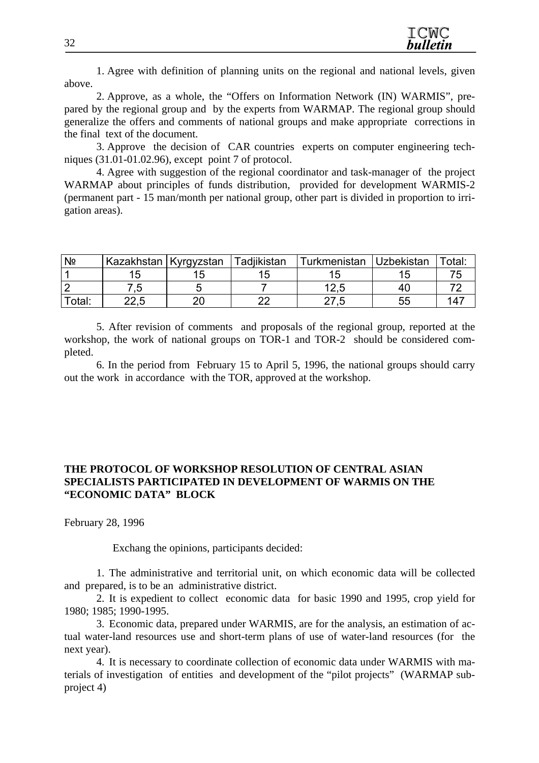1. Agree with definition of planning units on the regional and national levels, given above.

2. Approve, as a whole, the "Offers on Information Network (IN) WARMIS", prepared by the regional group and by the experts from WARMAP. The regional group should generalize the offers and comments of national groups and make appropriate corrections in the final text of the document.

3. Approve the decision of CAR countries experts on computer engineering techniques (31.01-01.02.96), except point 7 of protocol.

4. Agree with suggestion of the regional coordinator and task-manager of the project WARMAP about principles of funds distribution, provided for development WARMIS-2 (permanent part - 15 man/month per national group, other part is divided in proportion to irrigation areas).

| № | Kazakhstan | Kyrgyzstan | Tadjikistan | Turkmenistan | Uzbekistan | Total: |
|---|---|---|---|---|---|---|
| 1 | 15 | 15 | 15 | 15 | 15 | 75 |
| 2 | 7,5 | 5 | 7 | 12,5 | 40 | 72 |
| Total: | 22,5 | 20 | 22 | 27,5 | 55 | 147 |

5. After revision of comments and proposals of the regional group, reported at the workshop, the work of national groups on TOR-1 and TOR-2 should be considered completed.

6. In the period from February 15 to April 5, 1996, the national groups should carry out the work in accordance with the TOR, approved at the workshop.

**THE PROTOCOL OF WORKSHOP RESOLUTION OF CENTRAL ASIAN SPECIALISTS PARTICIPATED IN DEVELOPMENT OF WARMIS ON THE "ECONOMIC DATA" BLOCK**

February 28, 1996

Exchang the opinions, participants decided:

1. The administrative and territorial unit, on which economic data will be collected and prepared, is to be an administrative district.

2. It is expedient to collect economic data for basic 1990 and 1995, crop yield for 1980; 1985; 1990-1995.

3. Economic data, prepared under WARMIS, are for the analysis, an estimation of actual water-land resources use and short-term plans of use of water-land resources (for the next year).

4. It is necessary to coordinate collection of economic data under WARMIS with materials of investigation of entities and development of the "pilot projects" (WARMAP subproject 4)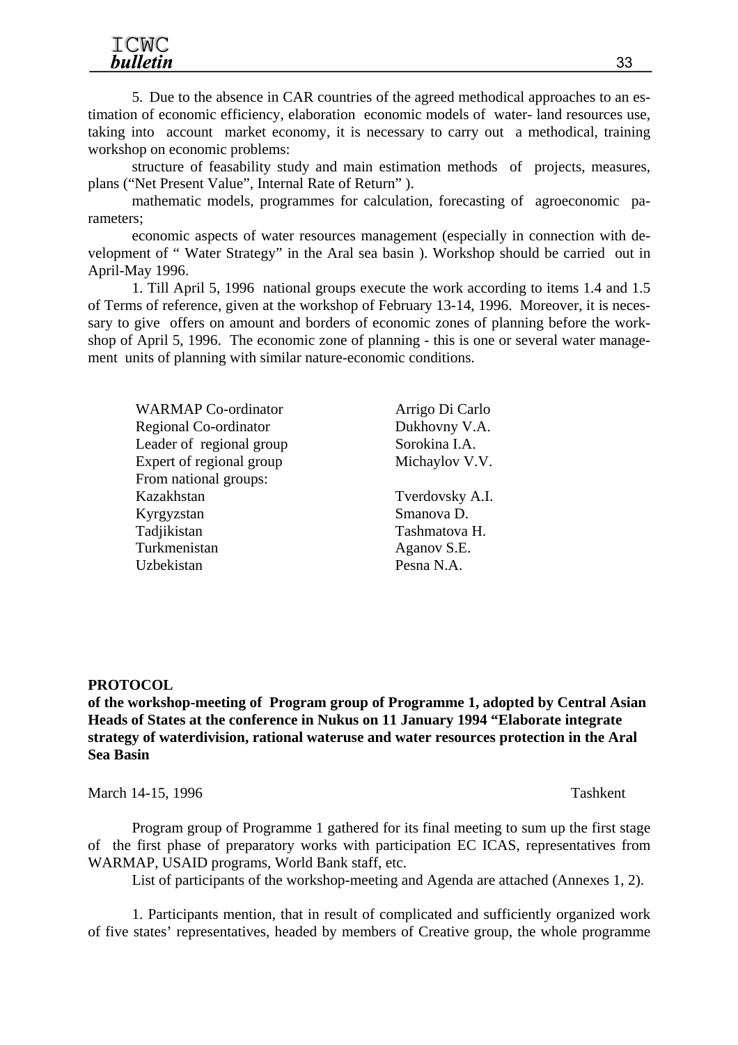5. Due to the absence in CAR countries of the agreed methodical approaches to an estimation of economic efficiency, elaboration economic models of water- land resources use, taking into account market economy, it is necessary to carry out a methodical, training workshop on economic problems:

structure of feasability study and main estimation methods of projects, measures, plans ("Net Present Value", Internal Rate of Return" ).

mathematic models, programmes for calculation, forecasting of agroeconomic parameters;

economic aspects of water resources management (especially in connection with development of " Water Strategy" in the Aral sea basin ). Workshop should be carried out in April-May 1996.

1. Till April 5, 1996 national groups execute the work according to items 1.4 and 1.5 of Terms of reference, given at the workshop of February 13-14, 1996. Moreover, it is necessary to give offers on amount and borders of economic zones of planning before the workshop of April 5, 1996. The economic zone of planning - this is one or several water management units of planning with similar nature-economic conditions.

| | |
|---|---|
| WARMAP Co-ordinator | Arrigo Di Carlo |
| Regional Co-ordinator | Dukhovny V.A. |
| Leader of regional group | Sorokina I.A. |
| Expert of regional group | Michaylov V.V. |
| From national groups: | |
| Kazakhstan | Tverdovsky A.I. |
| Kyrgyzstan | Smanova D. |
| Tadjikistan | Tashmatova H. |
| Turkmenistan | Aganov S.E. |
| Uzbekistan | Pesna N.A. |

**PROTOCOL**

**of the workshop-meeting of Program group of Programme 1, adopted by Central Asian Heads of States at the conference in Nukus on 11 January 1994 "Elaborate integrate strategy of waterdivision, rational wateruse and water resources protection in the Aral Sea Basin**

March 14-15, 1996 Tashkent

Program group of Programme 1 gathered for its final meeting to sum up the first stage of the first phase of preparatory works with participation EC ICAS, representatives from WARMAP, USAID programs, World Bank staff, etc.

List of participants of the workshop-meeting and Agenda are attached (Annexes 1, 2).

1. Participants mention, that in result of complicated and sufficiently organized work of five states' representatives, headed by members of Creative group, the whole programme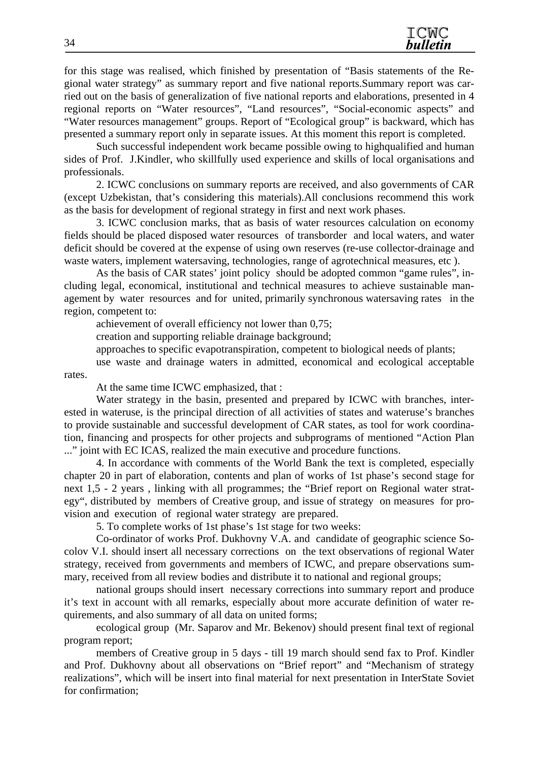for this stage was realised, which finished by presentation of "Basis statements of the Regional water strategy" as summary report and five national reports.Summary report was carried out on the basis of generalization of five national reports and elaborations, presented in 4 regional reports on "Water resources", "Land resources", "Social-economic aspects" and "Water resources management" groups. Report of "Ecological group" is backward, which has presented a summary report only in separate issues. At this moment this report is completed.

Such successful independent work became possible owing to highqualified and human sides of Prof. J.Kindler, who skillfully used experience and skills of local organisations and professionals.

2. ICWC conclusions on summary reports are received, and also governments of CAR (except Uzbekistan, that's considering this materials).All conclusions recommend this work as the basis for development of regional strategy in first and next work phases.

3. ICWC conclusion marks, that as basis of water resources calculation on economy fields should be placed disposed water resources of transborder and local waters, and water deficit should be covered at the expense of using own reserves (re-use collector-drainage and waste waters, implement watersaving, technologies, range of agrotechnical measures, etc ).

As the basis of CAR states' joint policy should be adopted common "game rules", including legal, economical, institutional and technical measures to achieve sustainable management by water resources and for united, primarily synchronous watersaving rates in the region, competent to:

achievement of overall efficiency not lower than 0,75;

creation and supporting reliable drainage background;

approaches to specific evapotranspiration, competent to biological needs of plants;

use waste and drainage waters in admitted, economical and ecological acceptable rates.

At the same time ICWC emphasized, that :

Water strategy in the basin, presented and prepared by ICWC with branches, interested in wateruse, is the principal direction of all activities of states and wateruse's branches to provide sustainable and successful development of CAR states, as tool for work coordination, financing and prospects for other projects and subprograms of mentioned "Action Plan ..." joint with EC ICAS, realized the main executive and procedure functions.

4. In accordance with comments of the World Bank the text is completed, especially chapter 20 in part of elaboration, contents and plan of works of 1st phase's second stage for next 1,5 - 2 years , linking with all programmes; the "Brief report on Regional water strategy", distributed by members of Creative group, and issue of strategy on measures for provision and execution of regional water strategy are prepared.

5. To complete works of 1st phase's 1st stage for two weeks:

Co-ordinator of works Prof. Dukhovny V.A. and candidate of geographic science Socolov V.I. should insert all necessary corrections on the text observations of regional Water strategy, received from governments and members of ICWC, and prepare observations summary, received from all review bodies and distribute it to national and regional groups;

national groups should insert necessary corrections into summary report and produce it's text in account with all remarks, especially about more accurate definition of water requirements, and also summary of all data on united forms;

ecological group (Mr. Saparov and Mr. Bekenov) should present final text of regional program report;

members of Creative group in 5 days - till 19 march should send fax to Prof. Kindler and Prof. Dukhovny about all observations on "Brief report" and "Mechanism of strategy realizations", which will be insert into final material for next presentation in InterState Soviet for confirmation;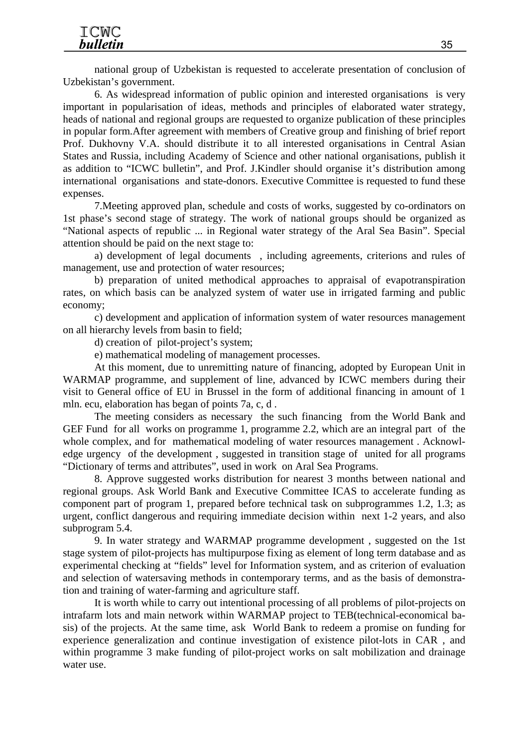national group of Uzbekistan is requested to accelerate presentation of conclusion of Uzbekistan's government.

6. As widespread information of public opinion and interested organisations is very important in popularisation of ideas, methods and principles of elaborated water strategy, heads of national and regional groups are requested to organize publication of these principles in popular form.After agreement with members of Creative group and finishing of brief report Prof. Dukhovny V.A. should distribute it to all interested organisations in Central Asian States and Russia, including Academy of Science and other national organisations, publish it as addition to "ICWC bulletin", and Prof. J.Kindler should organise it's distribution among international organisations and state-donors. Executive Committee is requested to fund these expenses.

7.Meeting approved plan, schedule and costs of works, suggested by co-ordinators on 1st phase's second stage of strategy. The work of national groups should be organized as "National aspects of republic ... in Regional water strategy of the Aral Sea Basin". Special attention should be paid on the next stage to:

a) development of legal documents , including agreements, criterions and rules of management, use and protection of water resources;

b) preparation of united methodical approaches to appraisal of evapotranspiration rates, on which basis can be analyzed system of water use in irrigated farming and public economy;

c) development and application of information system of water resources management on all hierarchy levels from basin to field;

d) creation of pilot-project's system;

e) mathematical modeling of management processes.

At this moment, due to unremitting nature of financing, adopted by European Unit in WARMAP programme, and supplement of line, advanced by ICWC members during their visit to General office of EU in Brussel in the form of additional financing in amount of 1 mln. ecu, elaboration has began of points 7a, c, d .

The meeting considers as necessary the such financing from the World Bank and GEF Fund for all works on programme 1, programme 2.2, which are an integral part of the whole complex, and for mathematical modeling of water resources management . Acknowledge urgency of the development , suggested in transition stage of united for all programs "Dictionary of terms and attributes", used in work on Aral Sea Programs.

8. Approve suggested works distribution for nearest 3 months between national and regional groups. Ask World Bank and Executive Committee ICAS to accelerate funding as component part of program 1, prepared before technical task on subprogrammes 1.2, 1.3; as urgent, conflict dangerous and requiring immediate decision within next 1-2 years, and also subprogram 5.4.

9. In water strategy and WARMAP programme development , suggested on the 1st stage system of pilot-projects has multipurpose fixing as element of long term database and as experimental checking at "fields" level for Information system, and as criterion of evaluation and selection of watersaving methods in contemporary terms, and as the basis of demonstration and training of water-farming and agriculture staff.

It is worth while to carry out intentional processing of all problems of pilot-projects on intrafarm lots and main network within WARMAP project to TEB(technical-economical basis) of the projects. At the same time, ask World Bank to redeem a promise on funding for experience generalization and continue investigation of existence pilot-lots in CAR , and within programme 3 make funding of pilot-project works on salt mobilization and drainage water use.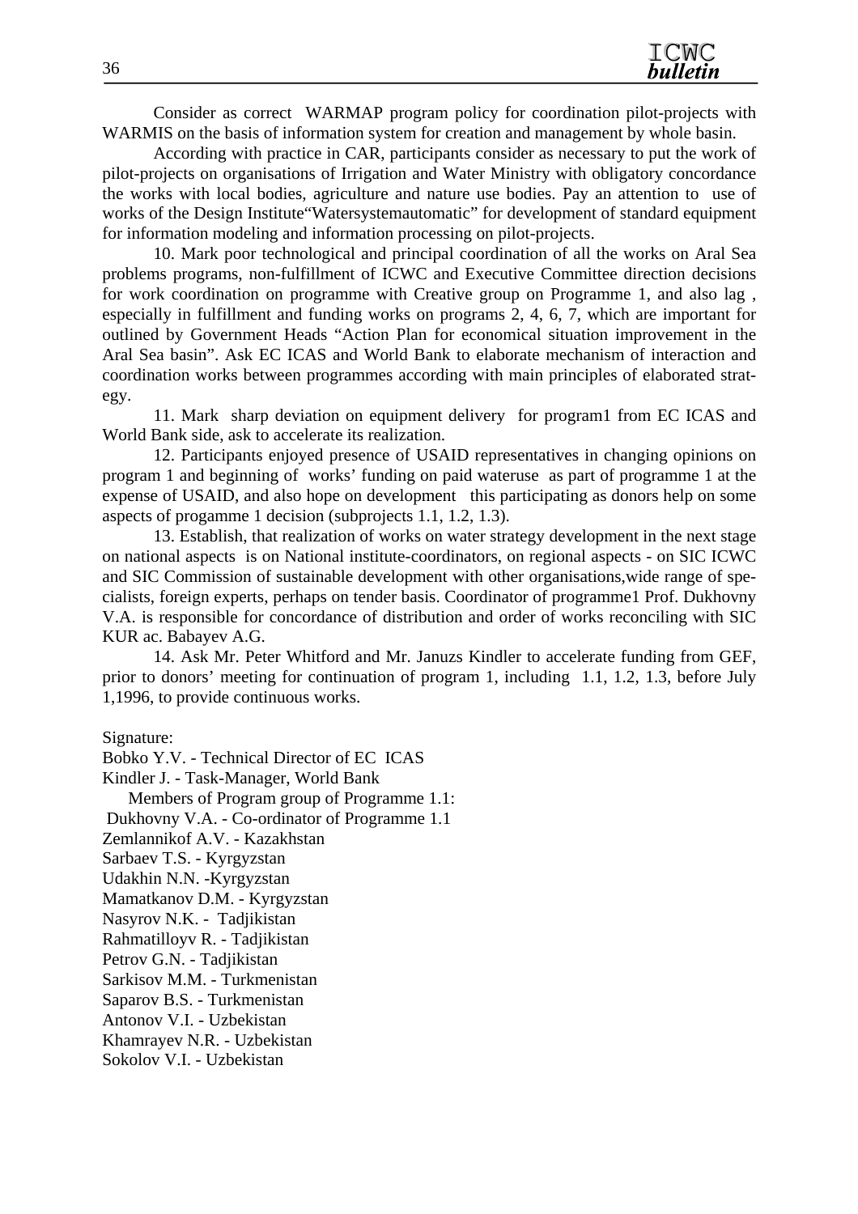Consider as correct WARMAP program policy for coordination pilot-projects with WARMIS on the basis of information system for creation and management by whole basin.

According with practice in CAR, participants consider as necessary to put the work of pilot-projects on organisations of Irrigation and Water Ministry with obligatory concordance the works with local bodies, agriculture and nature use bodies. Pay an attention to use of works of the Design Institute“Watersystemautomatic” for development of standard equipment for information modeling and information processing on pilot-projects.

10. Mark poor technological and principal coordination of all the works on Aral Sea problems programs, non-fulfillment of ICWC and Executive Committee direction decisions for work coordination on programme with Creative group on Programme 1, and also lag , especially in fulfillment and funding works on programs 2, 4, 6, 7, which are important for outlined by Government Heads “Action Plan for economical situation improvement in the Aral Sea basin”. Ask EC ICAS and World Bank to elaborate mechanism of interaction and coordination works between programmes according with main principles of elaborated strategy.

11. Mark sharp deviation on equipment delivery for program1 from EC ICAS and World Bank side, ask to accelerate its realization.

12. Participants enjoyed presence of USAID representatives in changing opinions on program 1 and beginning of works’ funding on paid wateruse as part of programme 1 at the expense of USAID, and also hope on development this participating as donors help on some aspects of progamme 1 decision (subprojects 1.1, 1.2, 1.3).

13. Establish, that realization of works on water strategy development in the next stage on national aspects is on National institute-coordinators, on regional aspects - on SIC ICWC and SIC Commission of sustainable development with other organisations,wide range of specialists, foreign experts, perhaps on tender basis. Coordinator of programme1 Prof. Dukhovny V.A. is responsible for concordance of distribution and order of works reconciling with SIC KUR ac. Babayev A.G.

14. Ask Mr. Peter Whitford and Mr. Januzs Kindler to accelerate funding from GEF, prior to donors’ meeting for continuation of program 1, including 1.1, 1.2, 1.3, before July 1,1996, to provide continuous works.

Signature:
Bobko Y.V. - Technical Director of EC ICAS
Kindler J. - Task-Manager, World Bank
Members of Program group of Programme 1.1:
Dukhovny V.A. - Co-ordinator of Programme 1.1
Zemlannikof A.V. - Kazakhstan
Sarbaev T.S. - Kyrgyzstan
Udakhin N.N. -Kyrgyzstan
Mamatkanov D.M. - Kyrgyzstan
Nasyrov N.K. - Tadjikistan
Rahmatilloyv R. - Tadjikistan
Petrov G.N. - Tadjikistan
Sarkisov M.M. - Turkmenistan
Saparov B.S. - Turkmenistan
Antonov V.I. - Uzbekistan
Khamrayev N.R. - Uzbekistan
Sokolov V.I. - Uzbekistan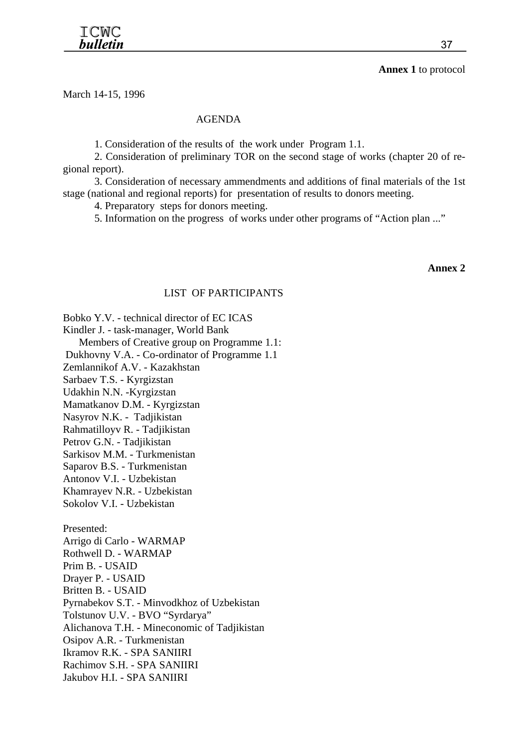**Annex 1** to protocol

March 14-15, 1996

## AGENDA

1. Consideration of the results of the work under Program 1.1.
2. Consideration of preliminary TOR on the second stage of works (chapter 20 of regional report).
3. Consideration of necessary ammendments and additions of final materials of the 1st stage (national and regional reports) for presentation of results to donors meeting.
4. Preparatory steps for donors meeting.
5. Information on the progress of works under other programs of "Action plan ..."

**Annex 2**

## LIST OF PARTICIPANTS

Bobko Y.V. - technical director of EC ICAS
Kindler J. - task-manager, World Bank
Members of Creative group on Programme 1.1:
Dukhovny V.A. - Co-ordinator of Programme 1.1
Zemlannikof A.V. - Kazakhstan
Sarbaev T.S. - Kyrgizstan
Udakhin N.N. -Kyrgizstan
Mamatkanov D.M. - Kyrgizstan
Nasyrov N.K. - Tadjikistan
Rahmatilloyv R. - Tadjikistan
Petrov G.N. - Tadjikistan
Sarkisov M.M. - Turkmenistan
Saparov B.S. - Turkmenistan
Antonov V.I. - Uzbekistan
Khamrayev N.R. - Uzbekistan
Sokolov V.I. - Uzbekistan

Presented:
Arrigo di Carlo - WARMAP
Rothwell D. - WARMAP
Prim B. - USAID
Drayer P. - USAID
Britten B. - USAID
Pyrnabekov S.T. - Minvodkhoz of Uzbekistan
Tolstunov U.V. - BVO "Syrdarya"
Alichanova T.H. - Mineconomic of Tadjikistan
Osipov A.R. - Turkmenistan
Ikramov R.K. - SPA SANIIRI
Rachimov S.H. - SPA SANIIRI
Jakubov H.I. - SPA SANIIRI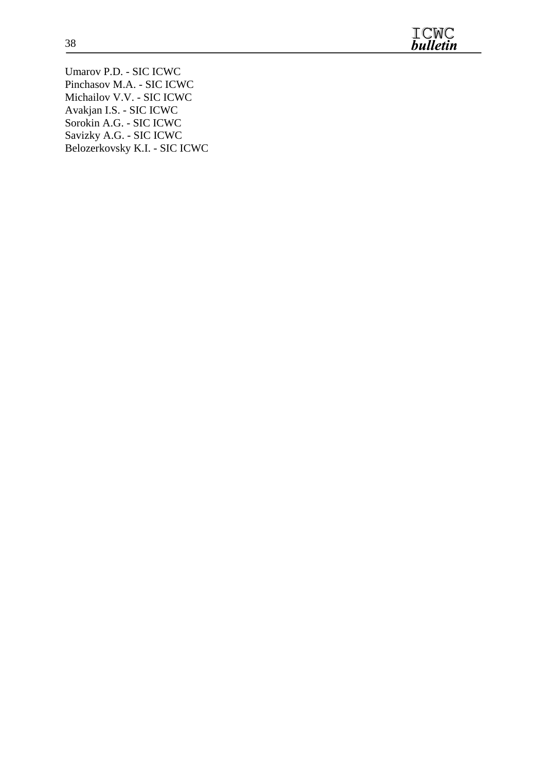Umarov P.D. - SIC ICWC
Pinchasov M.A. - SIC ICWC
Michailov V.V. - SIC ICWC
Avakjan I.S. - SIC ICWC
Sorokin A.G. - SIC ICWC
Savizky A.G. - SIC ICWC
Belozerkovsky K.I. - SIC ICWC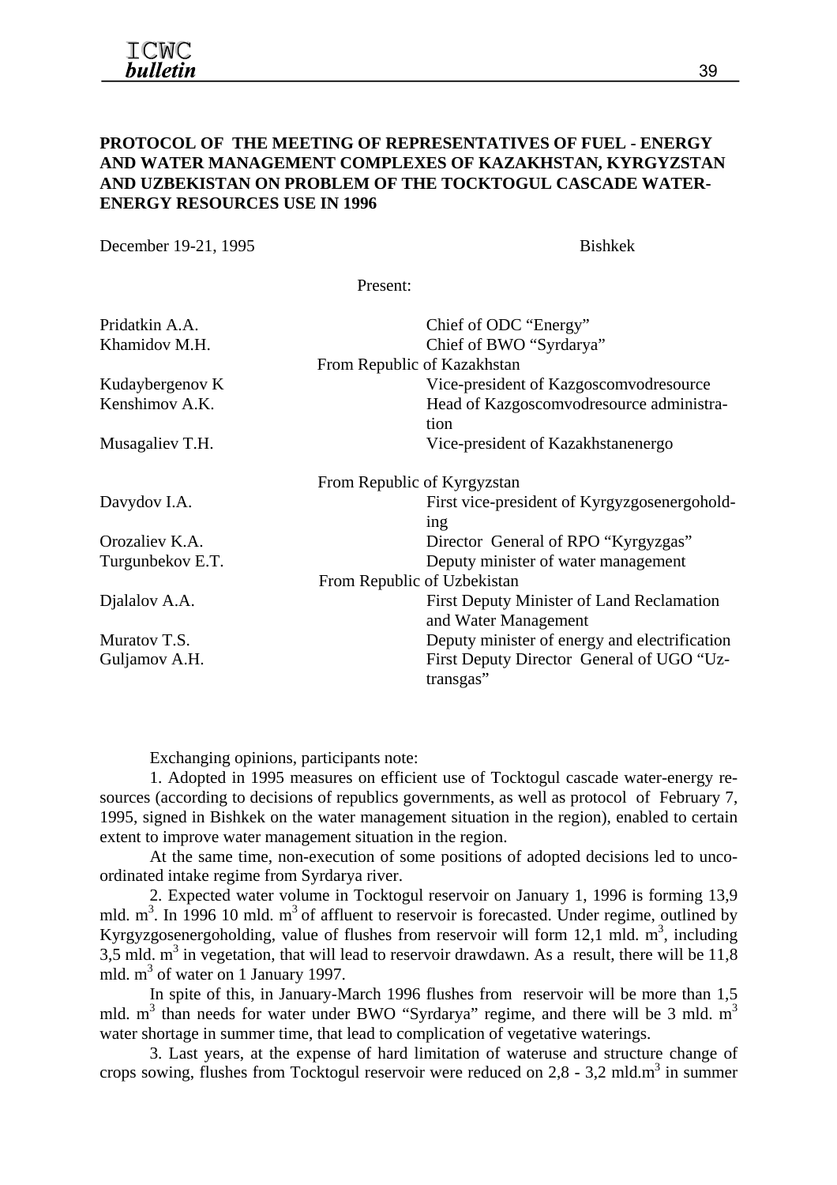**PROTOCOL OF THE MEETING OF REPRESENTATIVES OF FUEL - ENERGY AND WATER MANAGEMENT COMPLEXES OF KAZAKHSTAN, KYRGYZSTAN AND UZBEKISTAN ON PROBLEM OF THE TOCKTOGUL CASCADE WATER-ENERGY RESOURCES USE IN 1996**

December 19-21, 1995 Bishkek

Present:

| | |
|---|---|
| Pridatkin A.A. | Chief of ODC "Energy" |
| Khamidov M.H. | Chief of BWO "Syrdarya" |
| **From Republic of Kazakhstan** | |
| Kudaybergenov K | Vice-president of Kazgoscomvodresource |
| Kenshimov A.K. | Head of Kazgoscomvodresource administration |
| Musagaliev T.H. | Vice-president of Kazakhstanenergo |
| **From Republic of Kyrgyzstan** | |
| Davydov I.A. | First vice-president of Kyrgyzgosenergoholding |
| Orozaliev K.A. | Director General of RPO "Kyrgyzgas" |
| Turgunbekov E.T. | Deputy minister of water management |
| **From Republic of Uzbekistan** | |
| Djalalov A.A. | First Deputy Minister of Land Reclamation and Water Management |
| Muratov T.S. | Deputy minister of energy and electrification |
| Guljamov A.H. | First Deputy Director General of UGO "Uztransgas" |

Exchanging opinions, participants note:

1. Adopted in 1995 measures on efficient use of Tocktogul cascade water-energy resources (according to decisions of republics governments, as well as protocol of February 7, 1995, signed in Bishkek on the water management situation in the region), enabled to certain extent to improve water management situation in the region.

At the same time, non-execution of some positions of adopted decisions led to uncoordinated intake regime from Syrdarya river.

2. Expected water volume in Tocktogul reservoir on January 1, 1996 is forming 13,9 mld. $m^3$. In 1996 10 mld. $m^3$ of affluent to reservoir is forecasted. Under regime, outlined by Kyrgyzgosenergoholding, value of flushes from reservoir will form 12,1 mld. $m^3$, including 3,5 mld. $m^3$ in vegetation, that will lead to reservoir drawdawn. As a result, there will be 11,8 mld. $m^3$ of water on 1 January 1997.

In spite of this, in January-March 1996 flushes from reservoir will be more than 1,5 mld. $m^3$ than needs for water under BWO "Syrdarya" regime, and there will be 3 mld. $m^3$ water shortage in summer time, that lead to complication of vegetative waterings.

3. Last years, at the expense of hard limitation of wateruse and structure change of crops sowing, flushes from Tocktogul reservoir were reduced on 2,8 - 3,2 mld.$m^3$ in summer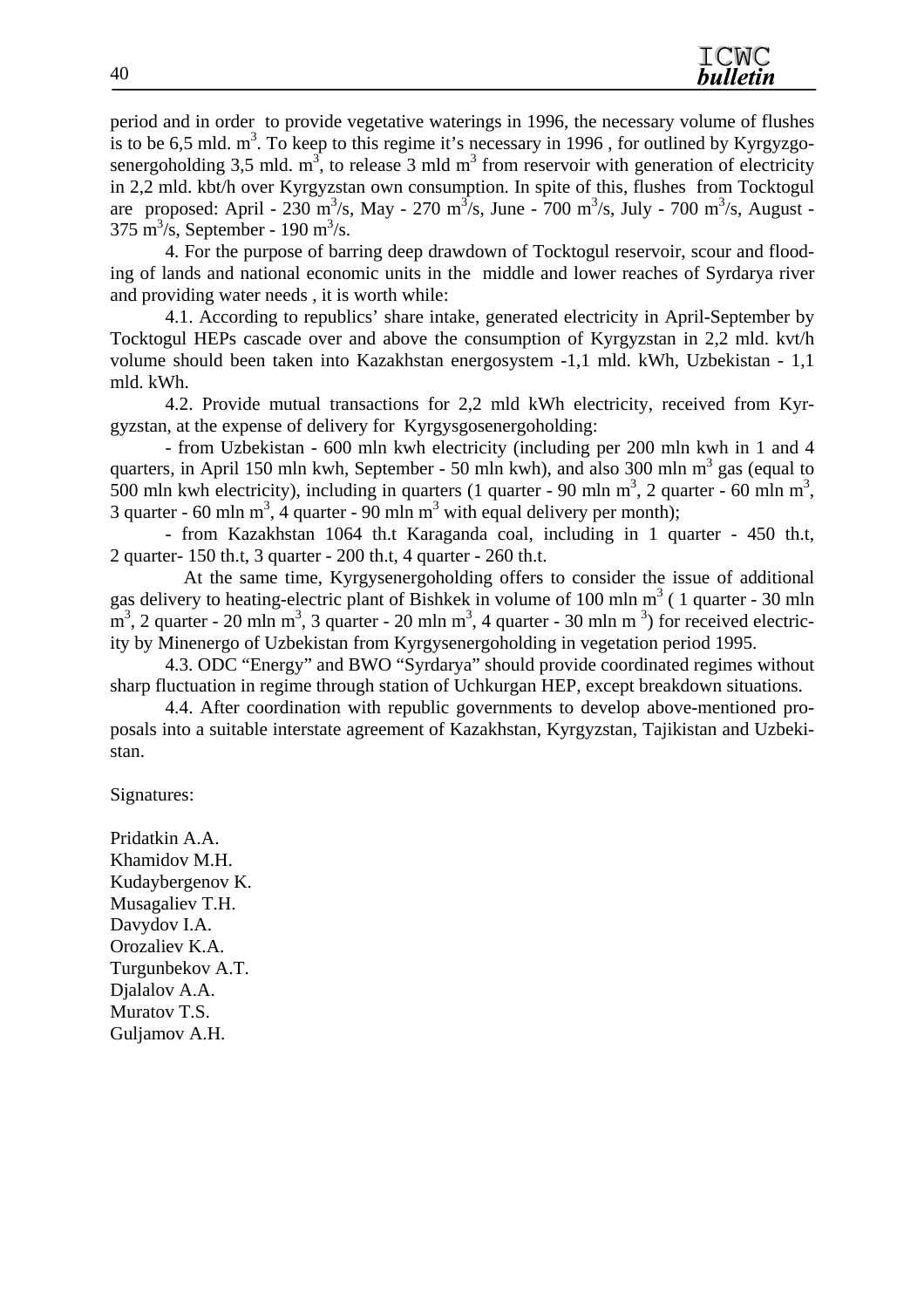period and in order to provide vegetative waterings in 1996, the necessary volume of flushes is to be 6,5 mld. $m^3$. To keep to this regime it's necessary in 1996 , for outlined by Kyrgyzgosenergoholding 3,5 mld. $m^3$, to release 3 mld $m^3$ from reservoir with generation of electricity in 2,2 mld. kbt/h over Kyrgyzstan own consumption. In spite of this, flushes from Tocktogul are proposed: April - 230 $m^3$/s, May - 270 $m^3$/s, June - 700 $m^3$/s, July - 700 $m^3$/s, August - 375 $m^3$/s, September - 190 $m^3$/s.

4. For the purpose of barring deep drawdown of Tocktogul reservoir, scour and flooding of lands and national economic units in the middle and lower reaches of Syrdarya river and providing water needs , it is worth while:

4.1. According to republics' share intake, generated electricity in April-September by Tocktogul HEPs cascade over and above the consumption of Kyrgyzstan in 2,2 mld. kvt/h volume should been taken into Kazakhstan energosystem -1,1 mld. kWh, Uzbekistan - 1,1 mld. kWh.

4.2. Provide mutual transactions for 2,2 mld kWh electricity, received from Kyrgyzstan, at the expense of delivery for Kyrgysgosenergoholding:

- from Uzbekistan - 600 mln kwh electricity (including per 200 mln kwh in 1 and 4 quarters, in April 150 mln kwh, September - 50 mln kwh), and also 300 mln $m^3$ gas (equal to 500 mln kwh electricity), including in quarters (1 quarter - 90 mln $m^3$, 2 quarter - 60 mln $m^3$, 3 quarter - 60 mln $m^3$, 4 quarter - 90 mln $m^3$ with equal delivery per month);
- from Kazakhstan 1064 th.t Karaganda coal, including in 1 quarter - 450 th.t, 2 quarter- 150 th.t, 3 quarter - 200 th.t, 4 quarter - 260 th.t.

At the same time, Kyrgysenergoholding offers to consider the issue of additional gas delivery to heating-electric plant of Bishkek in volume of 100 mln $m^3$ ( 1 quarter - 30 mln $m^3$, 2 quarter - 20 mln $m^3$, 3 quarter - 20 mln $m^3$, 4 quarter - 30 mln $m^3$) for received electricity by Minenergo of Uzbekistan from Kyrgysenergoholding in vegetation period 1995.

4.3. ODC "Energy" and BWO "Syrdarya" should provide coordinated regimes without sharp fluctuation in regime through station of Uchkurgan HEP, except breakdown situations.

4.4. After coordination with republic governments to develop above-mentioned proposals into a suitable interstate agreement of Kazakhstan, Kyrgyzstan, Tajikistan and Uzbekistan.

Signatures:

Pridatkin A.A.  
Khamidov M.H.  
Kudaybergenov K.  
Musagaliev T.H.  
Davydov I.A.  
Orozaliev K.A.  
Turgunbekov A.T.  
Djalalov A.A.  
Muratov T.S.  
Guljamov A.H.